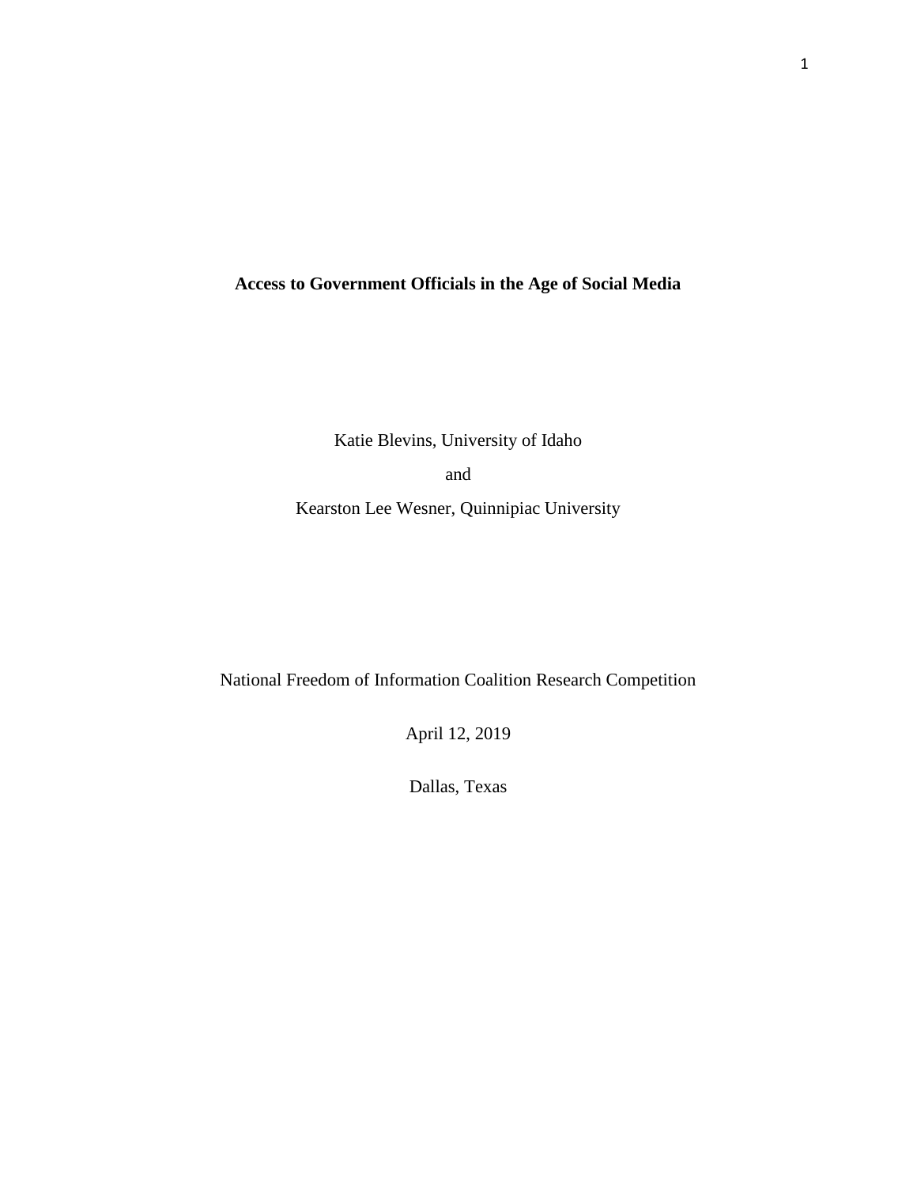# Access to Government Officials in the Age of Social Media

Katie Blevins, University of Idaho

and

Kearston Lee Wesner, Quinnipiac University

National Freedom of Information Coalition Research Competition

April 12, 2019

Dallas, Texas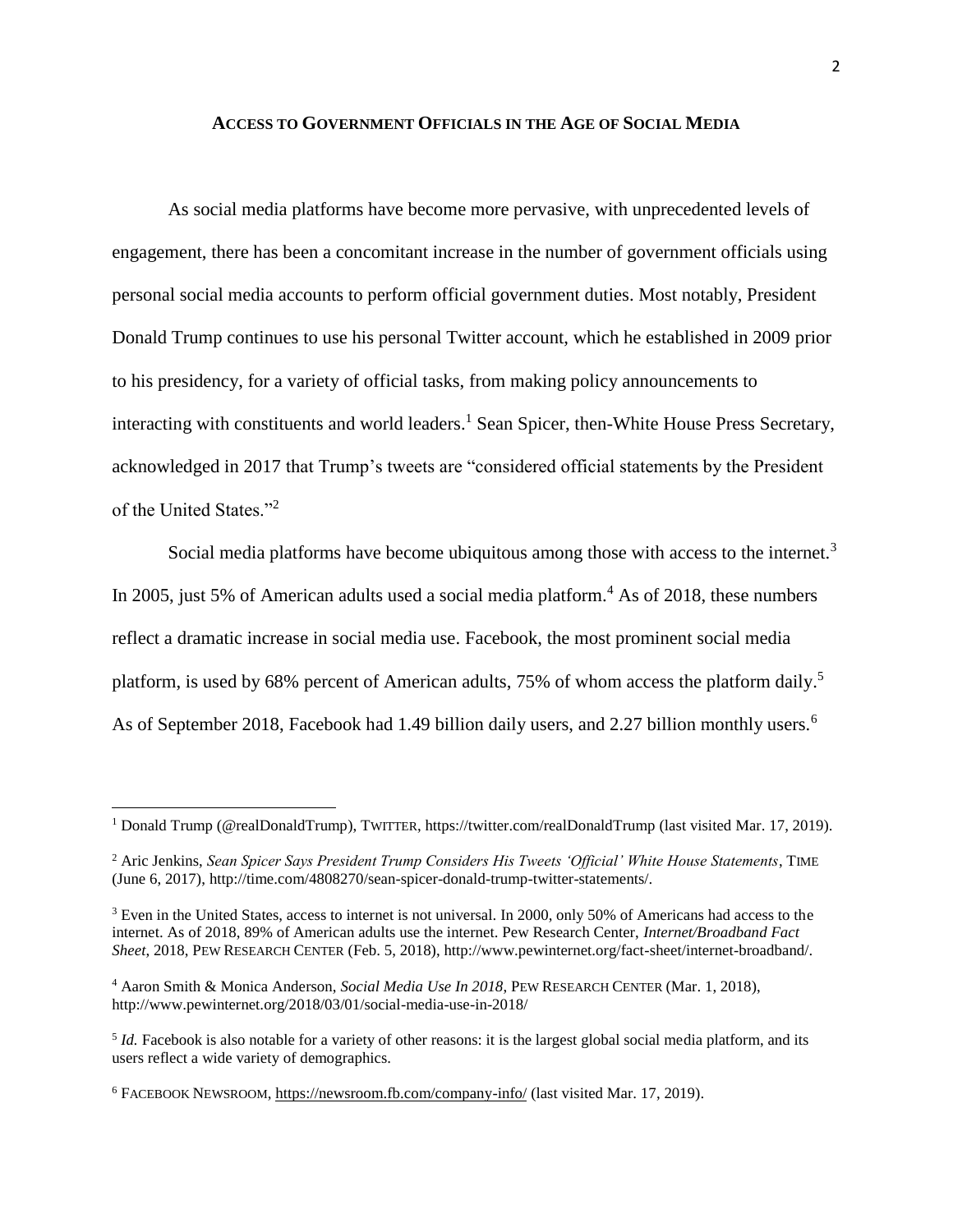## ACCESS TO GOVERNMENT OFFICIALS IN THE AGE OF SOCIAL MEDIA

As social media platforms have become more pervasive, with unprecedented levels of engagement, there has been a concomitant increase in the number of government officials using personal social media accounts to perform official government duties. Most notably, President Donald Trump continues to use his personal Twitter account, which he established in 2009 prior to his presidency, for a variety of official tasks, from making policy announcements to interacting with constituents and world leaders.[1] Sean Spicer, then-White House Press Secretary, acknowledged in 2017 that Trump's tweets are "considered official statements by the President of the United States."[2]

Social media platforms have become ubiquitous among those with access to the internet.[3] In 2005, just 5% of American adults used a social media platform.[4] As of 2018, these numbers reflect a dramatic increase in social media use. Facebook, the most prominent social media platform, is used by 68% percent of American adults, 75% of whom access the platform daily.[5] As of September 2018, Facebook had 1.49 billion daily users, and 2.27 billion monthly users.[6]

---

[1] Donald Trump (@realDonaldTrump), TWITTER, https://twitter.com/realDonaldTrump (last visited Mar. 17, 2019).

[2] Aric Jenkins, *Sean Spicer Says President Trump Considers His Tweets 'Official' White House Statements*, TIME (June 6, 2017), http://time.com/4808270/sean-spicer-donald-trump-twitter-statements/.

[3] Even in the United States, access to internet is not universal. In 2000, only 50% of Americans had access to the internet. As of 2018, 89% of American adults use the internet. Pew Research Center, *Internet/Broadband Fact Sheet*, 2018, PEW RESEARCH CENTER (Feb. 5, 2018), http://www.pewinternet.org/fact-sheet/internet-broadband/.

[4] Aaron Smith & Monica Anderson, *Social Media Use In 2018*, PEW RESEARCH CENTER (Mar. 1, 2018), http://www.pewinternet.org/2018/03/01/social-media-use-in-2018/

[5] *Id.* Facebook is also notable for a variety of other reasons: it is the largest global social media platform, and its users reflect a wide variety of demographics.

[6] FACEBOOK NEWSROOM, https://newsroom.fb.com/company-info/ (last visited Mar. 17, 2019).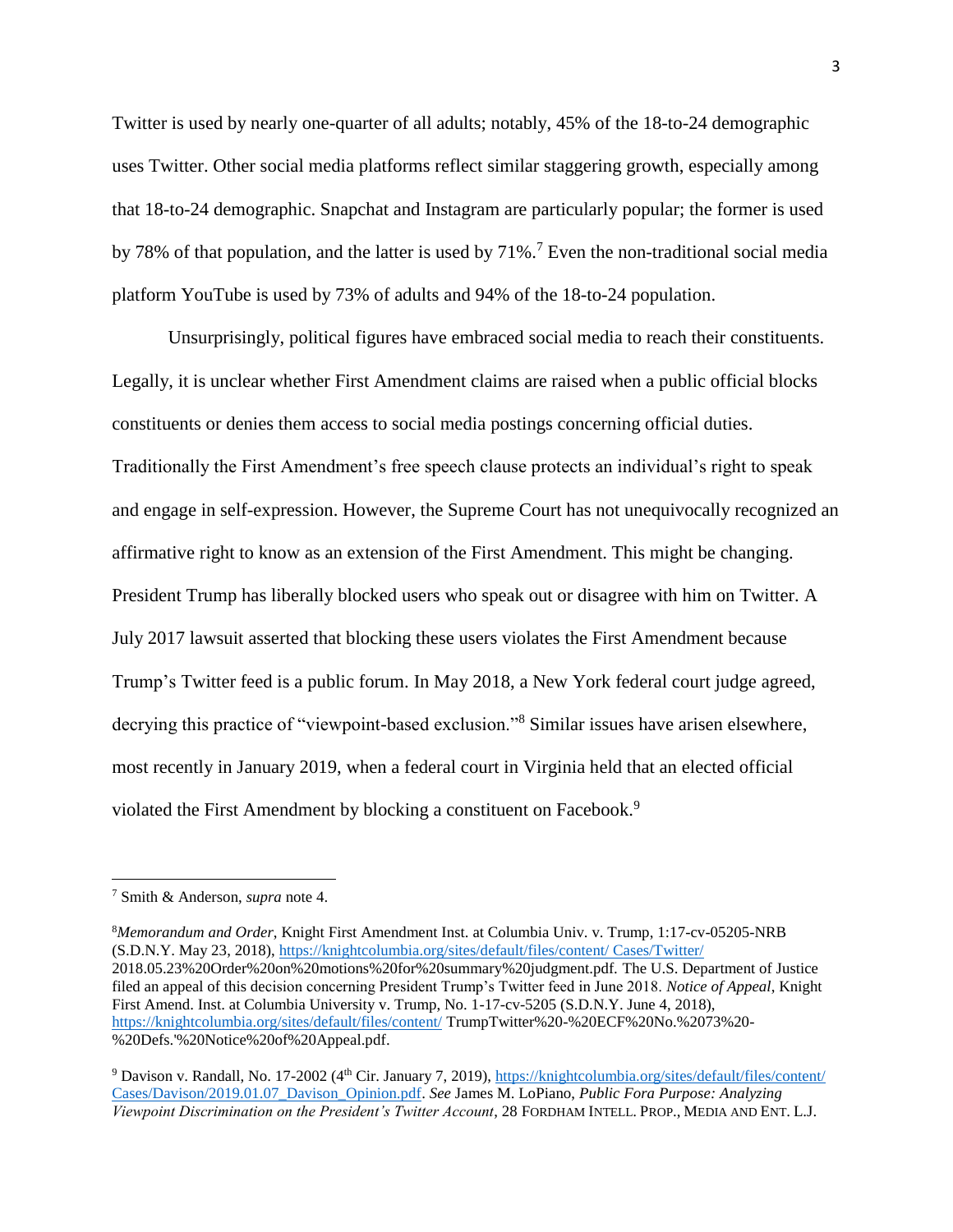Twitter is used by nearly one-quarter of all adults; notably, 45% of the 18-to-24 demographic uses Twitter. Other social media platforms reflect similar staggering growth, especially among that 18-to-24 demographic. Snapchat and Instagram are particularly popular; the former is used by 78% of that population, and the latter is used by 71%.[7] Even the non-traditional social media platform YouTube is used by 73% of adults and 94% of the 18-to-24 population.

Unsurprisingly, political figures have embraced social media to reach their constituents. Legally, it is unclear whether First Amendment claims are raised when a public official blocks constituents or denies them access to social media postings concerning official duties. Traditionally the First Amendment's free speech clause protects an individual's right to speak and engage in self-expression. However, the Supreme Court has not unequivocally recognized an affirmative right to know as an extension of the First Amendment. This might be changing. President Trump has liberally blocked users who speak out or disagree with him on Twitter. A July 2017 lawsuit asserted that blocking these users violates the First Amendment because Trump's Twitter feed is a public forum. In May 2018, a New York federal court judge agreed, decrying this practice of "viewpoint-based exclusion."[8] Similar issues have arisen elsewhere, most recently in January 2019, when a federal court in Virginia held that an elected official violated the First Amendment by blocking a constituent on Facebook.[9]

---

[7] Smith & Anderson, *supra* note 4.

[8] *Memorandum and Order*, Knight First Amendment Inst. at Columbia Univ. v. Trump, 1:17-cv-05205-NRB (S.D.N.Y. May 23, 2018), https://knightcolumbia.org/sites/default/files/content/ Cases/Twitter/ 2018.05.23%20Order%20on%20motions%20for%20summary%20judgment.pdf. The U.S. Department of Justice filed an appeal of this decision concerning President Trump's Twitter feed in June 2018. *Notice of Appeal*, Knight First Amend. Inst. at Columbia University v. Trump, No. 1-17-cv-5205 (S.D.N.Y. June 4, 2018), https://knightcolumbia.org/sites/default/files/content/ TrumpTwitter%20-%20ECF%20No.%2073%20-%20Defs.'%20Notice%20of%20Appeal.pdf.

[9] Davison v. Randall, No. 17-2002 (4th Cir. January 7, 2019), https://knightcolumbia.org/sites/default/files/content/ Cases/Davison/2019.01.07_Davison_Opinion.pdf. *See* James M. LoPiano, *Public Fora Purpose: Analyzing Viewpoint Discrimination on the President's Twitter Account*, 28 FORDHAM INTELL. PROP., MEDIA AND ENT. L.J.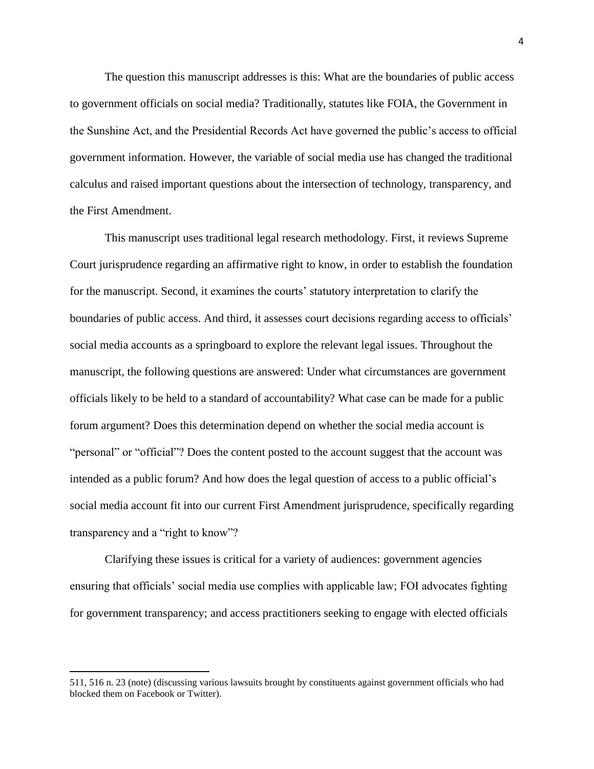The question this manuscript addresses is this: What are the boundaries of public access to government officials on social media? Traditionally, statutes like FOIA, the Government in the Sunshine Act, and the Presidential Records Act have governed the public's access to official government information. However, the variable of social media use has changed the traditional calculus and raised important questions about the intersection of technology, transparency, and the First Amendment.

This manuscript uses traditional legal research methodology. First, it reviews Supreme Court jurisprudence regarding an affirmative right to know, in order to establish the foundation for the manuscript. Second, it examines the courts' statutory interpretation to clarify the boundaries of public access. And third, it assesses court decisions regarding access to officials' social media accounts as a springboard to explore the relevant legal issues. Throughout the manuscript, the following questions are answered: Under what circumstances are government officials likely to be held to a standard of accountability? What case can be made for a public forum argument? Does this determination depend on whether the social media account is "personal" or "official"? Does the content posted to the account suggest that the account was intended as a public forum? And how does the legal question of access to a public official's social media account fit into our current First Amendment jurisprudence, specifically regarding transparency and a "right to know"?

Clarifying these issues is critical for a variety of audiences: government agencies ensuring that officials' social media use complies with applicable law; FOI advocates fighting for government transparency; and access practitioners seeking to engage with elected officials

---

511, 516 n. 23 (note) (discussing various lawsuits brought by constituents against government officials who had blocked them on Facebook or Twitter).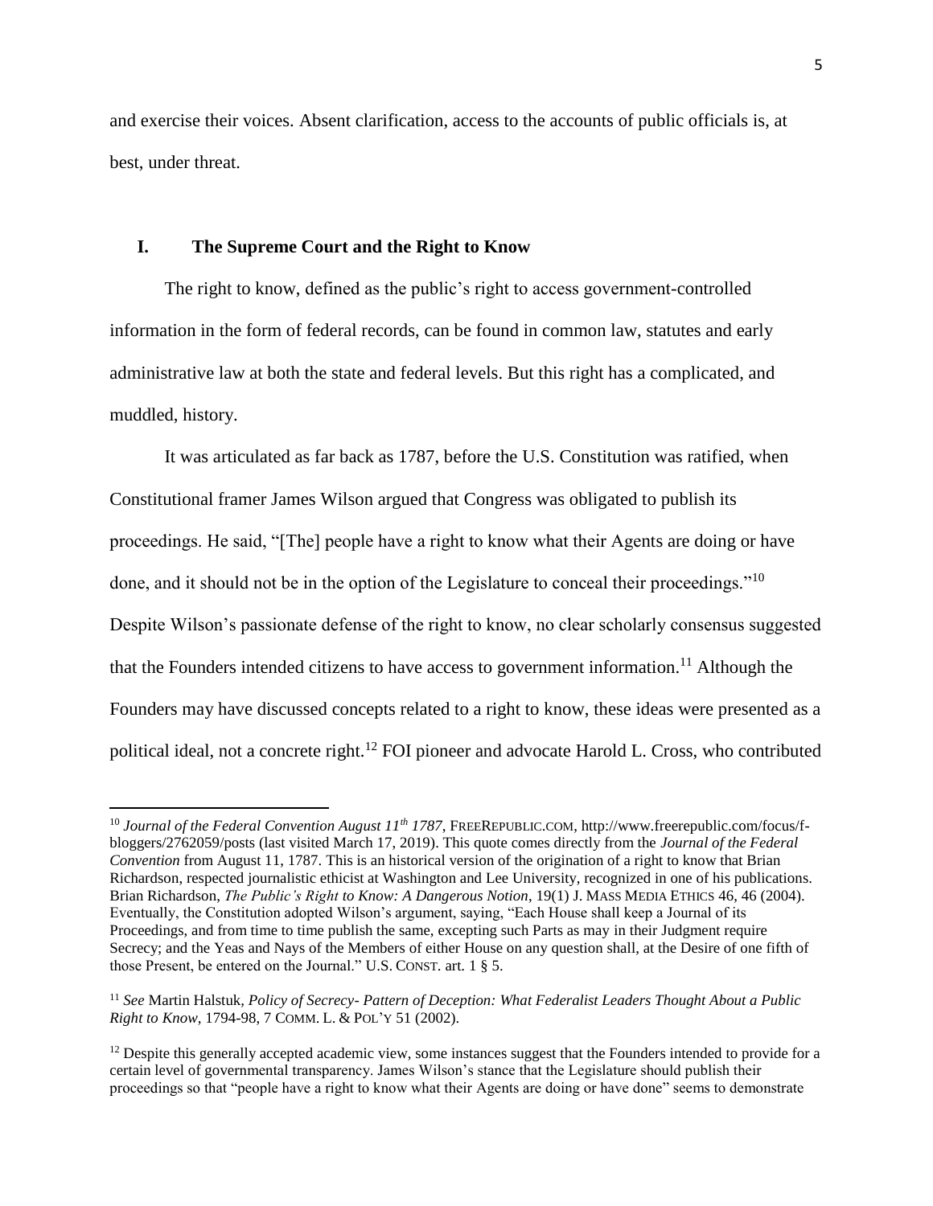and exercise their voices. Absent clarification, access to the accounts of public officials is, at best, under threat.

## I. The Supreme Court and the Right to Know

The right to know, defined as the public's right to access government-controlled information in the form of federal records, can be found in common law, statutes and early administrative law at both the state and federal levels. But this right has a complicated, and muddled, history.

It was articulated as far back as 1787, before the U.S. Constitution was ratified, when Constitutional framer James Wilson argued that Congress was obligated to publish its proceedings. He said, "[The] people have a right to know what their Agents are doing or have done, and it should not be in the option of the Legislature to conceal their proceedings."[10] Despite Wilson's passionate defense of the right to know, no clear scholarly consensus suggested that the Founders intended citizens to have access to government information.[11] Although the Founders may have discussed concepts related to a right to know, these ideas were presented as a political ideal, not a concrete right.[12] FOI pioneer and advocate Harold L. Cross, who contributed

---

[10] *Journal of the Federal Convention August 11th 1787*, FREEREPUBLIC.COM, http://www.freerepublic.com/focus/f-bloggers/2762059/posts (last visited March 17, 2019). This quote comes directly from the *Journal of the Federal Convention* from August 11, 1787. This is an historical version of the origination of a right to know that Brian Richardson, respected journalistic ethicist at Washington and Lee University, recognized in one of his publications. Brian Richardson, *The Public's Right to Know: A Dangerous Notion*, 19(1) J. MASS MEDIA ETHICS 46, 46 (2004). Eventually, the Constitution adopted Wilson's argument, saying, "Each House shall keep a Journal of its Proceedings, and from time to time publish the same, excepting such Parts as may in their Judgment require Secrecy; and the Yeas and Nays of the Members of either House on any question shall, at the Desire of one fifth of those Present, be entered on the Journal." U.S. CONST. art. 1 § 5.

[11] *See* Martin Halstuk, *Policy of Secrecy- Pattern of Deception: What Federalist Leaders Thought About a Public Right to Know*, 1794-98, 7 COMM. L. & POL'Y 51 (2002).

[12] Despite this generally accepted academic view, some instances suggest that the Founders intended to provide for a certain level of governmental transparency. James Wilson's stance that the Legislature should publish their proceedings so that "people have a right to know what their Agents are doing or have done" seems to demonstrate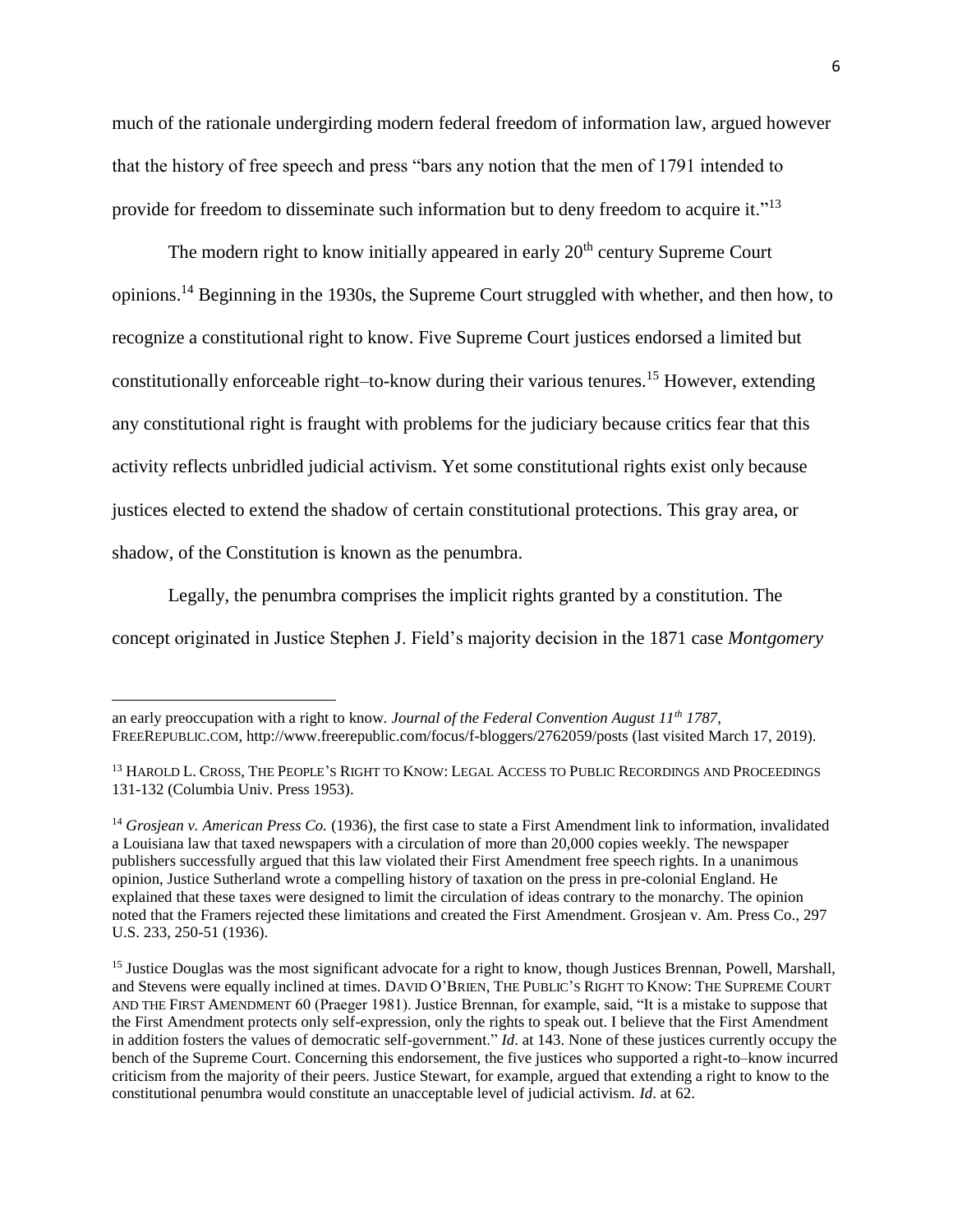much of the rationale undergirding modern federal freedom of information law, argued however that the history of free speech and press "bars any notion that the men of 1791 intended to provide for freedom to disseminate such information but to deny freedom to acquire it."[13]

The modern right to know initially appeared in early 20th century Supreme Court opinions.[14] Beginning in the 1930s, the Supreme Court struggled with whether, and then how, to recognize a constitutional right to know. Five Supreme Court justices endorsed a limited but constitutionally enforceable right–to-know during their various tenures.[15] However, extending any constitutional right is fraught with problems for the judiciary because critics fear that this activity reflects unbridled judicial activism. Yet some constitutional rights exist only because justices elected to extend the shadow of certain constitutional protections. This gray area, or shadow, of the Constitution is known as the penumbra.

Legally, the penumbra comprises the implicit rights granted by a constitution. The concept originated in Justice Stephen J. Field's majority decision in the 1871 case *Montgomery*

---

an early preoccupation with a right to know. *Journal of the Federal Convention August 11th 1787*, FREEREPUBLIC.COM, http://www.freerepublic.com/focus/f-bloggers/2762059/posts (last visited March 17, 2019).

[13] HAROLD L. CROSS, THE PEOPLE'S RIGHT TO KNOW: LEGAL ACCESS TO PUBLIC RECORDINGS AND PROCEEDINGS 131-132 (Columbia Univ. Press 1953).

[14] *Grosjean v. American Press Co.* (1936), the first case to state a First Amendment link to information, invalidated a Louisiana law that taxed newspapers with a circulation of more than 20,000 copies weekly. The newspaper publishers successfully argued that this law violated their First Amendment free speech rights. In a unanimous opinion, Justice Sutherland wrote a compelling history of taxation on the press in pre-colonial England. He explained that these taxes were designed to limit the circulation of ideas contrary to the monarchy. The opinion noted that the Framers rejected these limitations and created the First Amendment. Grosjean v. Am. Press Co., 297 U.S. 233, 250-51 (1936).

[15] Justice Douglas was the most significant advocate for a right to know, though Justices Brennan, Powell, Marshall, and Stevens were equally inclined at times. DAVID O'BRIEN, THE PUBLIC'S RIGHT TO KNOW: THE SUPREME COURT AND THE FIRST AMENDMENT 60 (Praeger 1981). Justice Brennan, for example, said, "It is a mistake to suppose that the First Amendment protects only self-expression, only the rights to speak out. I believe that the First Amendment in addition fosters the values of democratic self-government." *Id*. at 143. None of these justices currently occupy the bench of the Supreme Court. Concerning this endorsement, the five justices who supported a right-to–know incurred criticism from the majority of their peers. Justice Stewart, for example, argued that extending a right to know to the constitutional penumbra would constitute an unacceptable level of judicial activism. *Id*. at 62.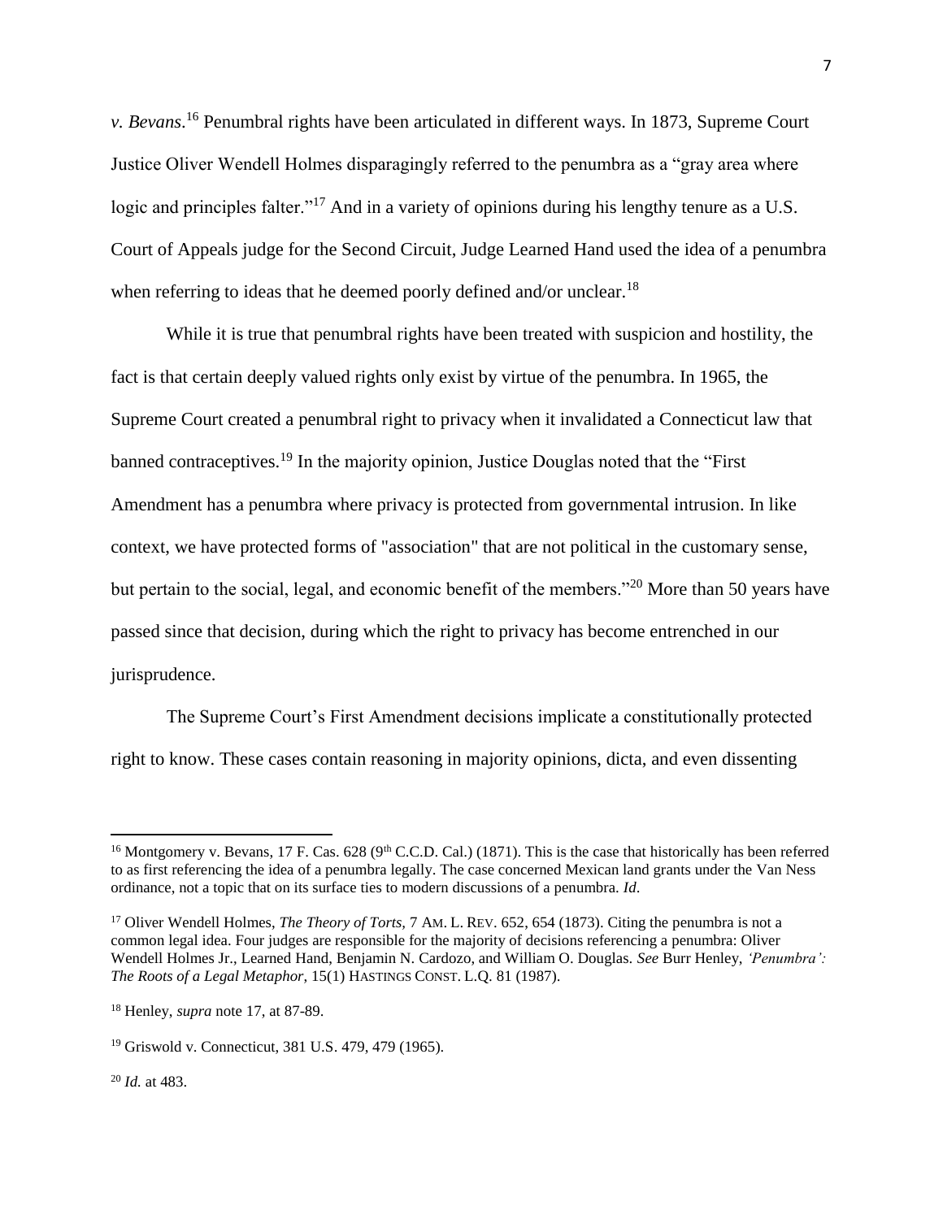*v. Bevans*.[16] Penumbral rights have been articulated in different ways. In 1873, Supreme Court Justice Oliver Wendell Holmes disparagingly referred to the penumbra as a "gray area where logic and principles falter."[17] And in a variety of opinions during his lengthy tenure as a U.S. Court of Appeals judge for the Second Circuit, Judge Learned Hand used the idea of a penumbra when referring to ideas that he deemed poorly defined and/or unclear.[18]

While it is true that penumbral rights have been treated with suspicion and hostility, the fact is that certain deeply valued rights only exist by virtue of the penumbra. In 1965, the Supreme Court created a penumbral right to privacy when it invalidated a Connecticut law that banned contraceptives.[19] In the majority opinion, Justice Douglas noted that the "First Amendment has a penumbra where privacy is protected from governmental intrusion. In like context, we have protected forms of "association" that are not political in the customary sense, but pertain to the social, legal, and economic benefit of the members."[20] More than 50 years have passed since that decision, during which the right to privacy has become entrenched in our jurisprudence.

The Supreme Court's First Amendment decisions implicate a constitutionally protected right to know. These cases contain reasoning in majority opinions, dicta, and even dissenting

---

[16] Montgomery v. Bevans, 17 F. Cas. 628 (9th C.C.D. Cal.) (1871). This is the case that historically has been referred to as first referencing the idea of a penumbra legally. The case concerned Mexican land grants under the Van Ness ordinance, not a topic that on its surface ties to modern discussions of a penumbra. *Id*.

[17] Oliver Wendell Holmes, *The Theory of Torts*, 7 AM. L. REV. 652, 654 (1873). Citing the penumbra is not a common legal idea. Four judges are responsible for the majority of decisions referencing a penumbra: Oliver Wendell Holmes Jr., Learned Hand, Benjamin N. Cardozo, and William O. Douglas. *See* Burr Henley, *'Penumbra': The Roots of a Legal Metaphor*, 15(1) HASTINGS CONST. L.Q. 81 (1987).

[18] Henley, *supra* note 17, at 87-89.

[19] Griswold v. Connecticut, 381 U.S. 479, 479 (1965).

[20] *Id.* at 483.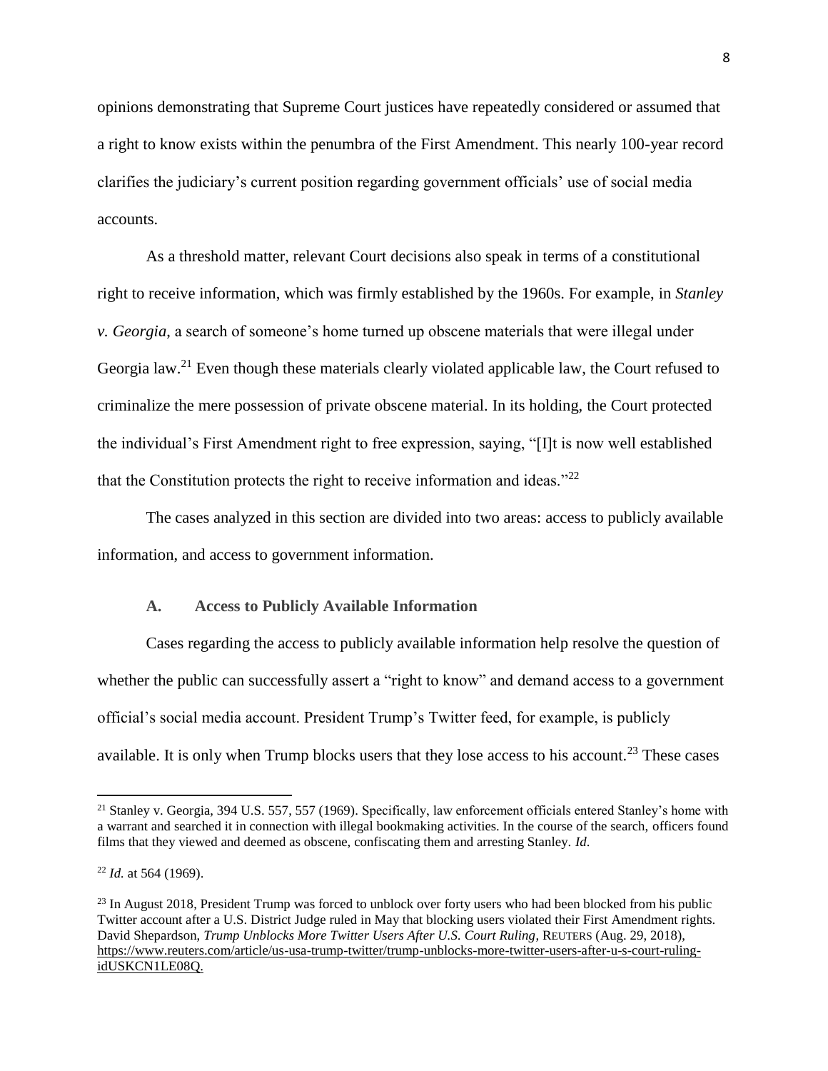opinions demonstrating that Supreme Court justices have repeatedly considered or assumed that a right to know exists within the penumbra of the First Amendment. This nearly 100-year record clarifies the judiciary's current position regarding government officials' use of social media accounts.

As a threshold matter, relevant Court decisions also speak in terms of a constitutional right to receive information, which was firmly established by the 1960s. For example, in *Stanley v. Georgia*, a search of someone's home turned up obscene materials that were illegal under Georgia law.[21] Even though these materials clearly violated applicable law, the Court refused to criminalize the mere possession of private obscene material. In its holding, the Court protected the individual's First Amendment right to free expression, saying, "[I]t is now well established that the Constitution protects the right to receive information and ideas."[22]

The cases analyzed in this section are divided into two areas: access to publicly available information, and access to government information.

### A. Access to Publicly Available Information

Cases regarding the access to publicly available information help resolve the question of whether the public can successfully assert a "right to know" and demand access to a government official's social media account. President Trump's Twitter feed, for example, is publicly available. It is only when Trump blocks users that they lose access to his account.[23] These cases

---

[21] Stanley v. Georgia, 394 U.S. 557, 557 (1969). Specifically, law enforcement officials entered Stanley's home with a warrant and searched it in connection with illegal bookmaking activities. In the course of the search, officers found films that they viewed and deemed as obscene, confiscating them and arresting Stanley. *Id.*

[22] *Id.* at 564 (1969).

[23] In August 2018, President Trump was forced to unblock over forty users who had been blocked from his public Twitter account after a U.S. District Judge ruled in May that blocking users violated their First Amendment rights. David Shepardson, *Trump Unblocks More Twitter Users After U.S. Court Ruling*, REUTERS (Aug. 29, 2018), https://www.reuters.com/article/us-usa-trump-twitter/trump-unblocks-more-twitter-users-after-u-s-court-ruling-idUSKCN1LE08Q.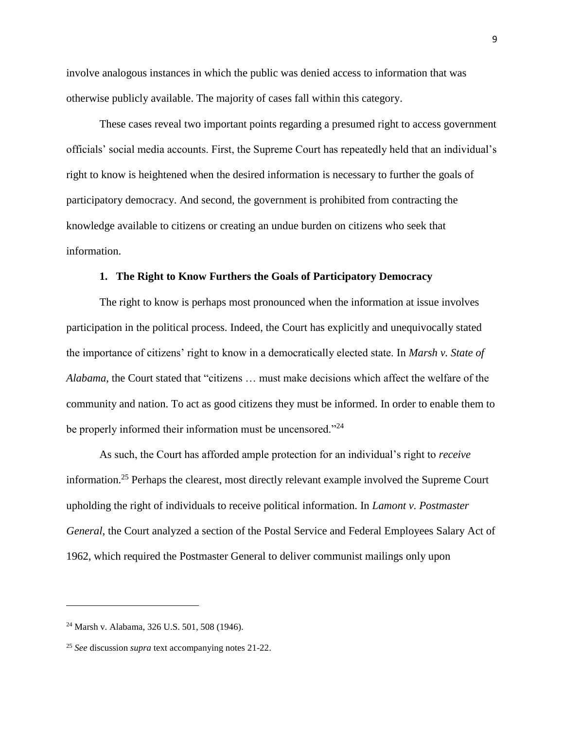involve analogous instances in which the public was denied access to information that was otherwise publicly available. The majority of cases fall within this category.

These cases reveal two important points regarding a presumed right to access government officials' social media accounts. First, the Supreme Court has repeatedly held that an individual's right to know is heightened when the desired information is necessary to further the goals of participatory democracy. And second, the government is prohibited from contracting the knowledge available to citizens or creating an undue burden on citizens who seek that information.

### 1. The Right to Know Furthers the Goals of Participatory Democracy

The right to know is perhaps most pronounced when the information at issue involves participation in the political process. Indeed, the Court has explicitly and unequivocally stated the importance of citizens' right to know in a democratically elected state. In *Marsh v. State of Alabama*, the Court stated that "citizens … must make decisions which affect the welfare of the community and nation. To act as good citizens they must be informed. In order to enable them to be properly informed their information must be uncensored."[24]

As such, the Court has afforded ample protection for an individual's right to *receive* information.[25] Perhaps the clearest, most directly relevant example involved the Supreme Court upholding the right of individuals to receive political information. In *Lamont v. Postmaster General*, the Court analyzed a section of the Postal Service and Federal Employees Salary Act of 1962, which required the Postmaster General to deliver communist mailings only upon

---

[24] Marsh v. Alabama, 326 U.S. 501, 508 (1946).

[25] *See* discussion *supra* text accompanying notes 21-22.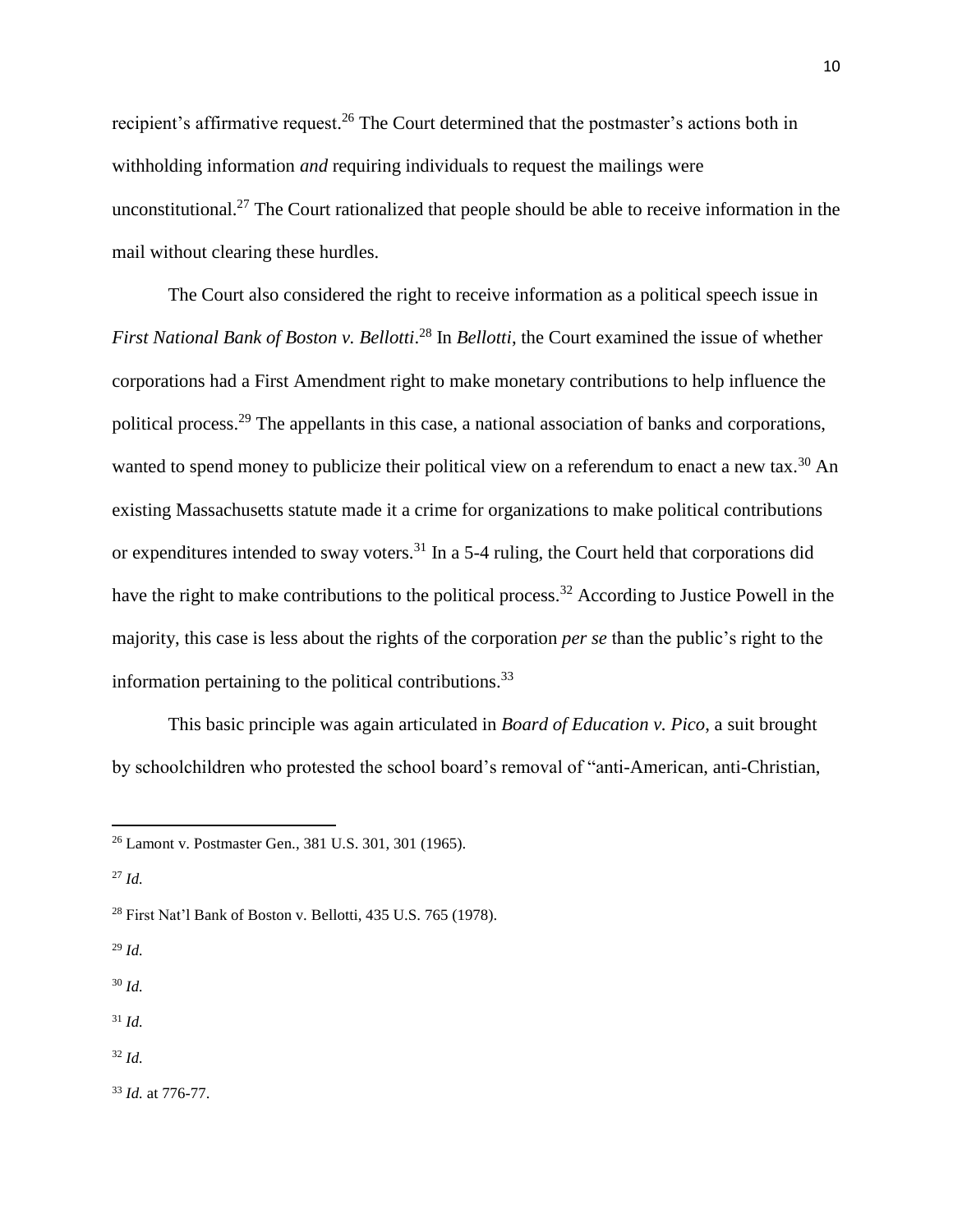recipient's affirmative request.[26] The Court determined that the postmaster's actions both in withholding information *and* requiring individuals to request the mailings were unconstitutional.[27] The Court rationalized that people should be able to receive information in the mail without clearing these hurdles.

The Court also considered the right to receive information as a political speech issue in *First National Bank of Boston v. Bellotti*.[28] In *Bellotti*, the Court examined the issue of whether corporations had a First Amendment right to make monetary contributions to help influence the political process.[29] The appellants in this case, a national association of banks and corporations, wanted to spend money to publicize their political view on a referendum to enact a new tax.[30] An existing Massachusetts statute made it a crime for organizations to make political contributions or expenditures intended to sway voters.[31] In a 5-4 ruling, the Court held that corporations did have the right to make contributions to the political process.[32] According to Justice Powell in the majority, this case is less about the rights of the corporation *per se* than the public's right to the information pertaining to the political contributions.[33]

This basic principle was again articulated in *Board of Education v. Pico*, a suit brought by schoolchildren who protested the school board's removal of "anti-American, anti-Christian,

---

[26] Lamont v. Postmaster Gen., 381 U.S. 301, 301 (1965).

[27] *Id.*

[28] First Nat'l Bank of Boston v. Bellotti, 435 U.S. 765 (1978).

[29] *Id.*

[30] *Id.*

[31] *Id.*

[32] *Id.*

[33] *Id.* at 776-77.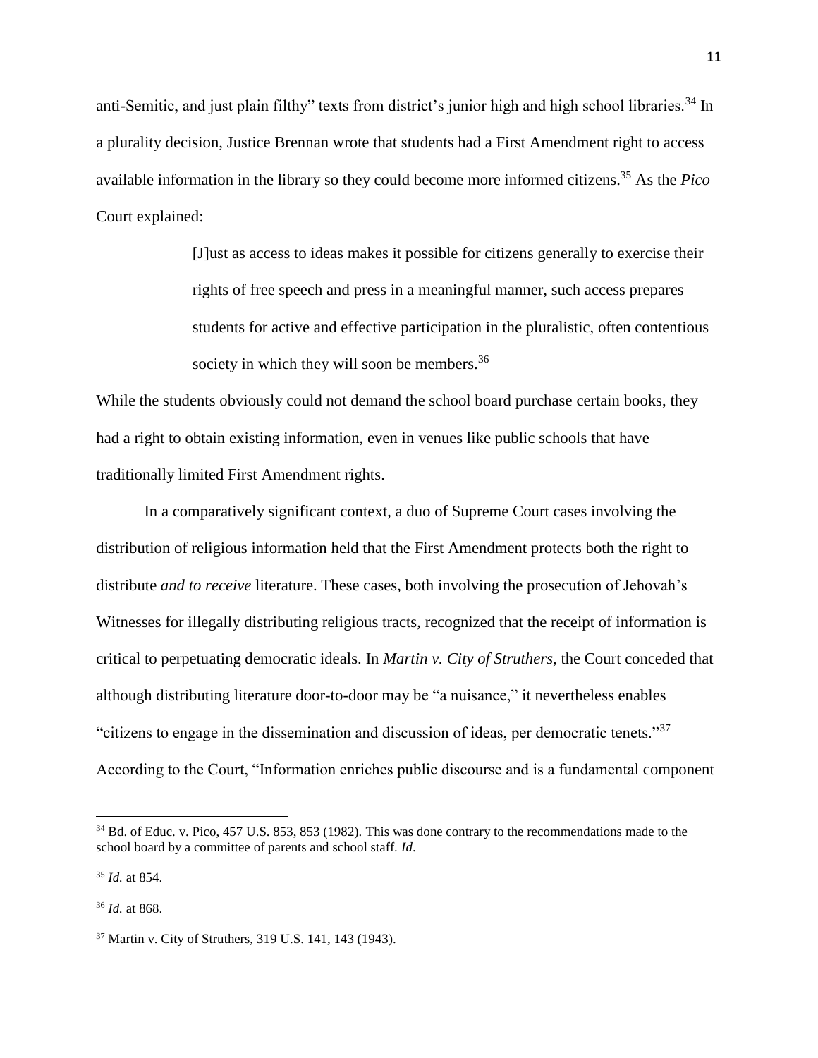anti-Semitic, and just plain filthy" texts from district's junior high and high school libraries.[34] In a plurality decision, Justice Brennan wrote that students had a First Amendment right to access available information in the library so they could become more informed citizens.[35] As the *Pico* Court explained:

> [J]ust as access to ideas makes it possible for citizens generally to exercise their rights of free speech and press in a meaningful manner, such access prepares students for active and effective participation in the pluralistic, often contentious society in which they will soon be members.[36]

While the students obviously could not demand the school board purchase certain books, they had a right to obtain existing information, even in venues like public schools that have traditionally limited First Amendment rights.

In a comparatively significant context, a duo of Supreme Court cases involving the distribution of religious information held that the First Amendment protects both the right to distribute *and to receive* literature. These cases, both involving the prosecution of Jehovah's Witnesses for illegally distributing religious tracts, recognized that the receipt of information is critical to perpetuating democratic ideals. In *Martin v. City of Struthers*, the Court conceded that although distributing literature door-to-door may be "a nuisance," it nevertheless enables "citizens to engage in the dissemination and discussion of ideas, per democratic tenets."[37] According to the Court, "Information enriches public discourse and is a fundamental component

---

[34] Bd. of Educ. v. Pico, 457 U.S. 853, 853 (1982). This was done contrary to the recommendations made to the school board by a committee of parents and school staff. *Id*.

[35] *Id.* at 854.

[36] *Id.* at 868.

[37] Martin v. City of Struthers, 319 U.S. 141, 143 (1943).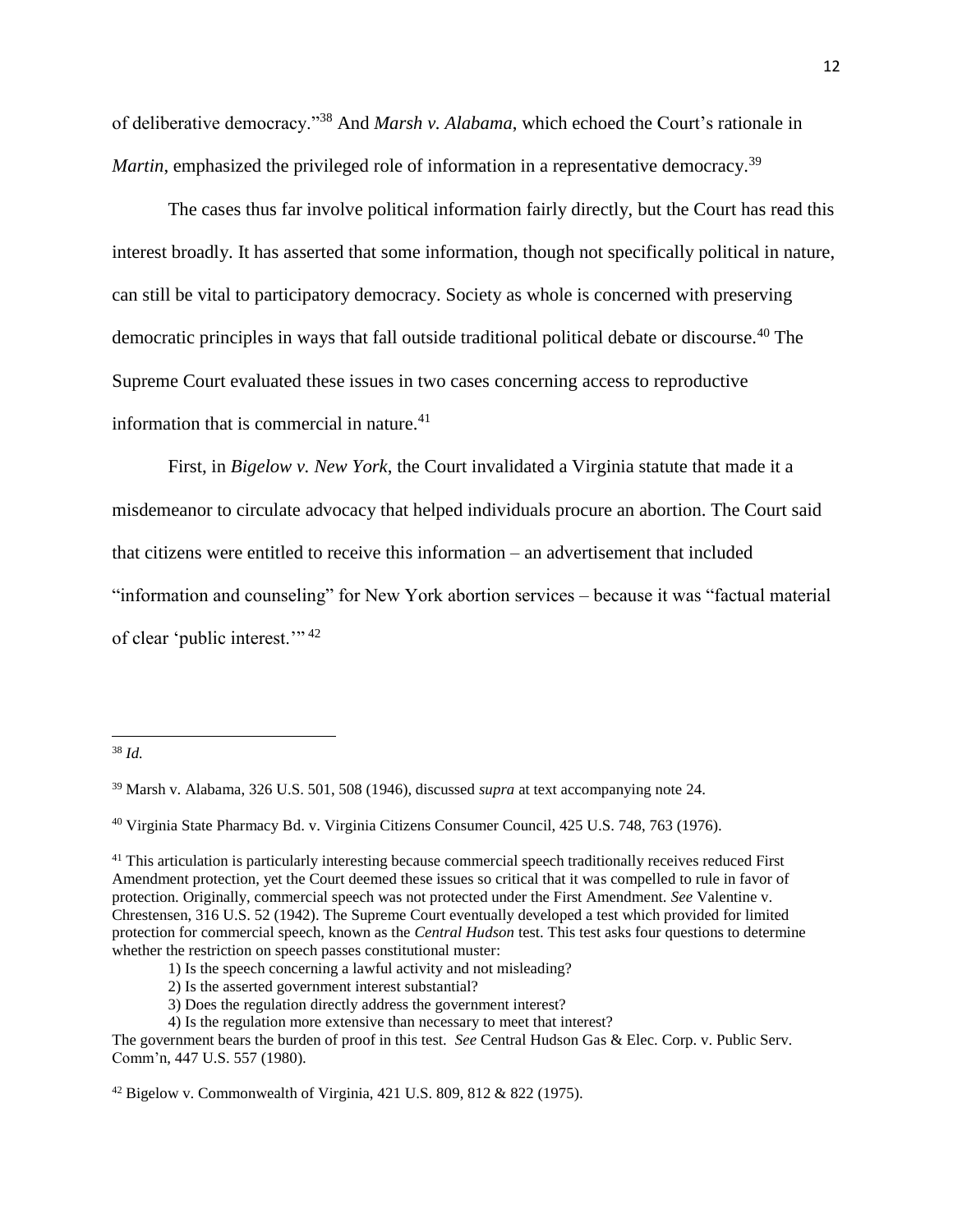of deliberative democracy."[38] And *Marsh v. Alabama*, which echoed the Court's rationale in *Martin*, emphasized the privileged role of information in a representative democracy.[39]

The cases thus far involve political information fairly directly, but the Court has read this interest broadly. It has asserted that some information, though not specifically political in nature, can still be vital to participatory democracy. Society as whole is concerned with preserving democratic principles in ways that fall outside traditional political debate or discourse.[40] The Supreme Court evaluated these issues in two cases concerning access to reproductive information that is commercial in nature.[41]

First, in *Bigelow v. New York*, the Court invalidated a Virginia statute that made it a misdemeanor to circulate advocacy that helped individuals procure an abortion. The Court said that citizens were entitled to receive this information – an advertisement that included "information and counseling" for New York abortion services – because it was "factual material of clear 'public interest.'"[42]

---

[38] *Id.*

[39] Marsh v. Alabama, 326 U.S. 501, 508 (1946), discussed *supra* at text accompanying note 24.

[40] Virginia State Pharmacy Bd. v. Virginia Citizens Consumer Council, 425 U.S. 748, 763 (1976).

[41] This articulation is particularly interesting because commercial speech traditionally receives reduced First Amendment protection, yet the Court deemed these issues so critical that it was compelled to rule in favor of protection. Originally, commercial speech was not protected under the First Amendment. *See* Valentine v. Chrestensen, 316 U.S. 52 (1942). The Supreme Court eventually developed a test which provided for limited protection for commercial speech, known as the *Central Hudson* test. This test asks four questions to determine whether the restriction on speech passes constitutional muster:

1) Is the speech concerning a lawful activity and not misleading?
2) Is the asserted government interest substantial?
3) Does the regulation directly address the government interest?
4) Is the regulation more extensive than necessary to meet that interest?

The government bears the burden of proof in this test. *See* Central Hudson Gas & Elec. Corp. v. Public Serv. Comm'n, 447 U.S. 557 (1980).

[42] Bigelow v. Commonwealth of Virginia, 421 U.S. 809, 812 & 822 (1975).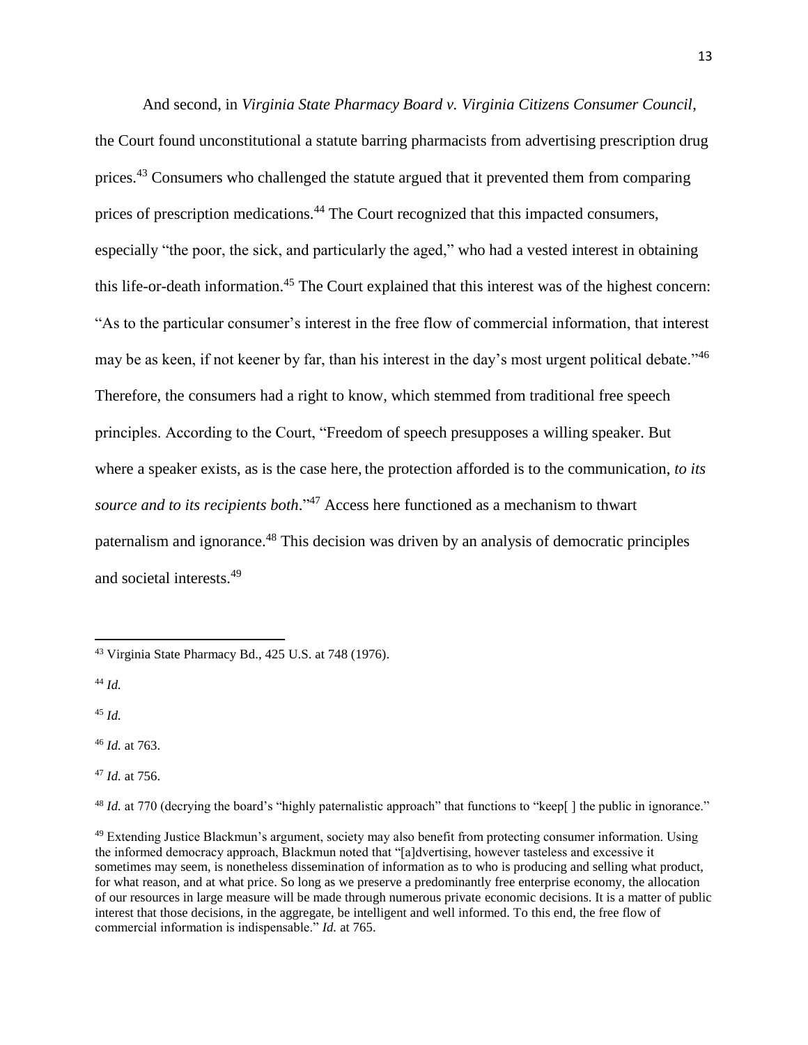And second, in *Virginia State Pharmacy Board v. Virginia Citizens Consumer Council*, the Court found unconstitutional a statute barring pharmacists from advertising prescription drug prices.[43] Consumers who challenged the statute argued that it prevented them from comparing prices of prescription medications.[44] The Court recognized that this impacted consumers, especially "the poor, the sick, and particularly the aged," who had a vested interest in obtaining this life-or-death information.[45] The Court explained that this interest was of the highest concern: "As to the particular consumer's interest in the free flow of commercial information, that interest may be as keen, if not keener by far, than his interest in the day's most urgent political debate."[46] Therefore, the consumers had a right to know, which stemmed from traditional free speech principles. According to the Court, "Freedom of speech presupposes a willing speaker. But where a speaker exists, as is the case here, the protection afforded is to the communication, *to its source and to its recipients both*."[47] Access here functioned as a mechanism to thwart paternalism and ignorance.[48] This decision was driven by an analysis of democratic principles and societal interests.[49]

---

[43] Virginia State Pharmacy Bd., 425 U.S. at 748 (1976).

[44] *Id.*

[45] *Id.*

[46] *Id.* at 763.

[47] *Id.* at 756.

[48] *Id.* at 770 (decrying the board's "highly paternalistic approach" that functions to "keep[ ] the public in ignorance."

[49] Extending Justice Blackmun's argument, society may also benefit from protecting consumer information. Using the informed democracy approach, Blackmun noted that "[a]dvertising, however tasteless and excessive it sometimes may seem, is nonetheless dissemination of information as to who is producing and selling what product, for what reason, and at what price. So long as we preserve a predominantly free enterprise economy, the allocation of our resources in large measure will be made through numerous private economic decisions. It is a matter of public interest that those decisions, in the aggregate, be intelligent and well informed. To this end, the free flow of commercial information is indispensable." *Id.* at 765.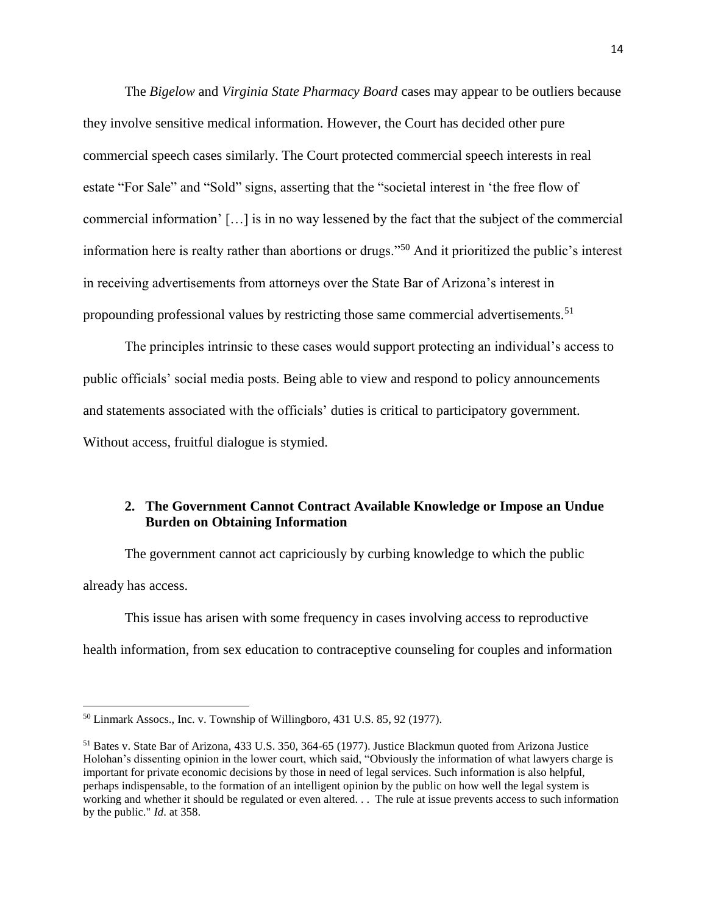The *Bigelow* and *Virginia State Pharmacy Board* cases may appear to be outliers because they involve sensitive medical information. However, the Court has decided other pure commercial speech cases similarly. The Court protected commercial speech interests in real estate "For Sale" and "Sold" signs, asserting that the "societal interest in 'the free flow of commercial information' […] is in no way lessened by the fact that the subject of the commercial information here is realty rather than abortions or drugs."[50] And it prioritized the public's interest in receiving advertisements from attorneys over the State Bar of Arizona's interest in propounding professional values by restricting those same commercial advertisements.[51]

The principles intrinsic to these cases would support protecting an individual's access to public officials' social media posts. Being able to view and respond to policy announcements and statements associated with the officials' duties is critical to participatory government. Without access, fruitful dialogue is stymied.

### 2. The Government Cannot Contract Available Knowledge or Impose an Undue Burden on Obtaining Information

The government cannot act capriciously by curbing knowledge to which the public already has access.

This issue has arisen with some frequency in cases involving access to reproductive health information, from sex education to contraceptive counseling for couples and information

---

[50] Linmark Assocs., Inc. v. Township of Willingboro, 431 U.S. 85, 92 (1977).

[51] Bates v. State Bar of Arizona, 433 U.S. 350, 364-65 (1977). Justice Blackmun quoted from Arizona Justice Holohan's dissenting opinion in the lower court, which said, "Obviously the information of what lawyers charge is important for private economic decisions by those in need of legal services. Such information is also helpful, perhaps indispensable, to the formation of an intelligent opinion by the public on how well the legal system is working and whether it should be regulated or even altered. . . The rule at issue prevents access to such information by the public." *Id*. at 358.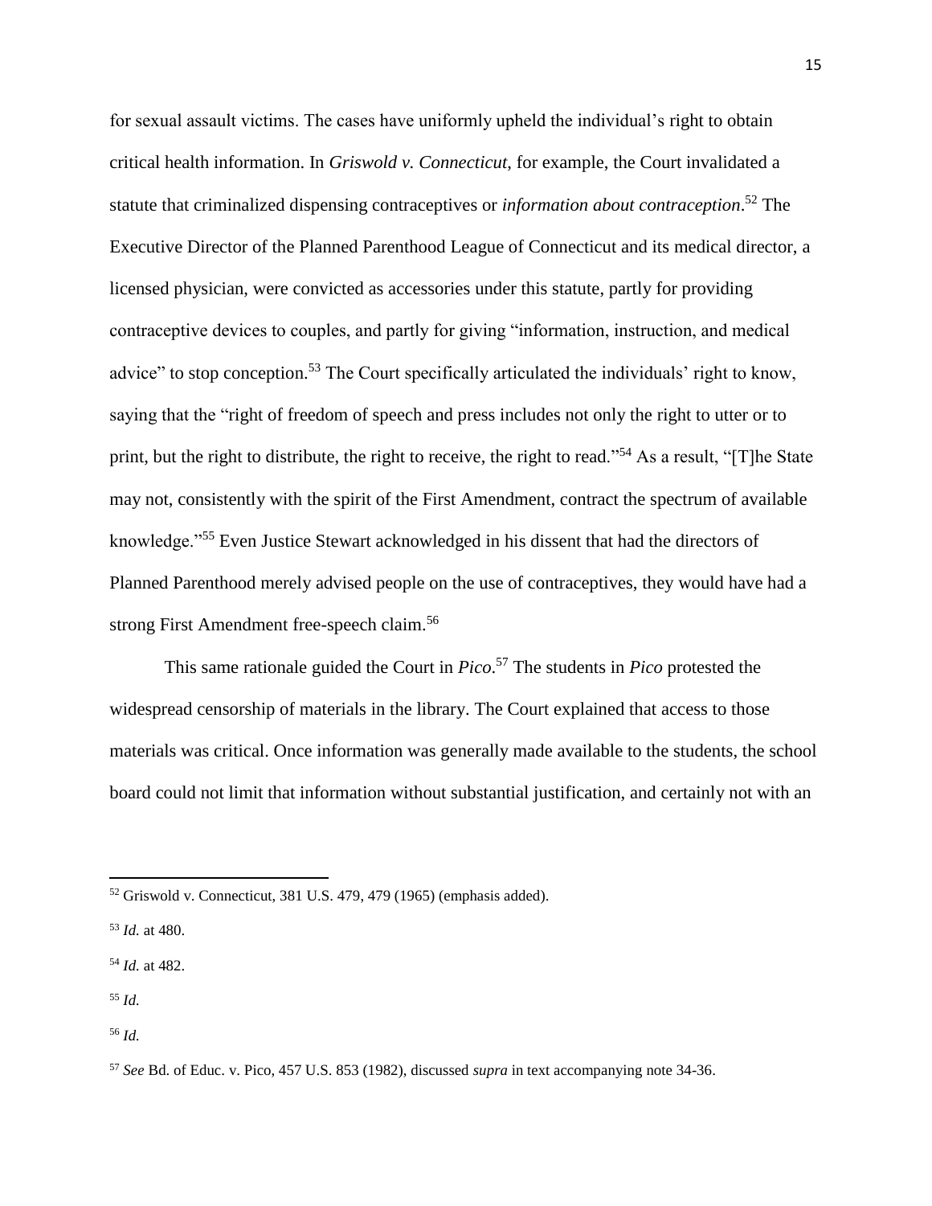for sexual assault victims. The cases have uniformly upheld the individual's right to obtain critical health information. In *Griswold v. Connecticut*, for example, the Court invalidated a statute that criminalized dispensing contraceptives or *information about contraception*.[52] The Executive Director of the Planned Parenthood League of Connecticut and its medical director, a licensed physician, were convicted as accessories under this statute, partly for providing contraceptive devices to couples, and partly for giving "information, instruction, and medical advice" to stop conception.[53] The Court specifically articulated the individuals' right to know, saying that the "right of freedom of speech and press includes not only the right to utter or to print, but the right to distribute, the right to receive, the right to read."[54] As a result, "[T]he State may not, consistently with the spirit of the First Amendment, contract the spectrum of available knowledge."[55] Even Justice Stewart acknowledged in his dissent that had the directors of Planned Parenthood merely advised people on the use of contraceptives, they would have had a strong First Amendment free-speech claim.[56]

This same rationale guided the Court in *Pico*.[57] The students in *Pico* protested the widespread censorship of materials in the library. The Court explained that access to those materials was critical. Once information was generally made available to the students, the school board could not limit that information without substantial justification, and certainly not with an

---

[52] Griswold v. Connecticut, 381 U.S. 479, 479 (1965) (emphasis added).

[53] *Id.* at 480.

[54] *Id.* at 482.

[55] *Id.*

[56] *Id.*

[57] *See* Bd. of Educ. v. Pico, 457 U.S. 853 (1982), discussed *supra* in text accompanying note 34-36.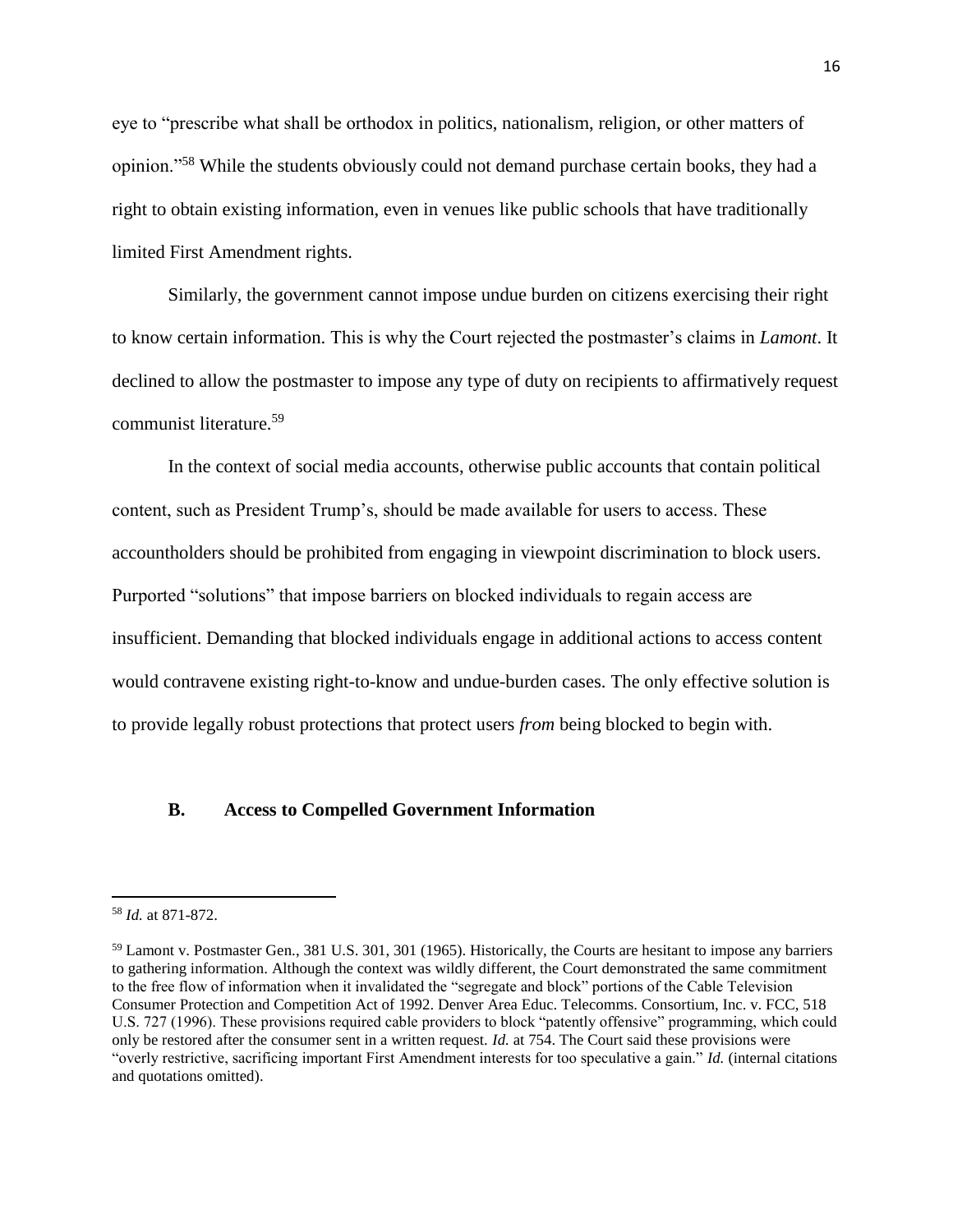eye to "prescribe what shall be orthodox in politics, nationalism, religion, or other matters of opinion."[58] While the students obviously could not demand purchase certain books, they had a right to obtain existing information, even in venues like public schools that have traditionally limited First Amendment rights.

Similarly, the government cannot impose undue burden on citizens exercising their right to know certain information. This is why the Court rejected the postmaster's claims in *Lamont*. It declined to allow the postmaster to impose any type of duty on recipients to affirmatively request communist literature.[59]

In the context of social media accounts, otherwise public accounts that contain political content, such as President Trump's, should be made available for users to access. These accountholders should be prohibited from engaging in viewpoint discrimination to block users. Purported "solutions" that impose barriers on blocked individuals to regain access are insufficient. Demanding that blocked individuals engage in additional actions to access content would contravene existing right-to-know and undue-burden cases. The only effective solution is to provide legally robust protections that protect users *from* being blocked to begin with.

### B. Access to Compelled Government Information

---

[58] *Id.* at 871-872.

[59] Lamont v. Postmaster Gen., 381 U.S. 301, 301 (1965). Historically, the Courts are hesitant to impose any barriers to gathering information. Although the context was wildly different, the Court demonstrated the same commitment to the free flow of information when it invalidated the "segregate and block" portions of the Cable Television Consumer Protection and Competition Act of 1992. Denver Area Educ. Telecomms. Consortium, Inc. v. FCC, 518 U.S. 727 (1996). These provisions required cable providers to block "patently offensive" programming, which could only be restored after the consumer sent in a written request. *Id.* at 754. The Court said these provisions were "overly restrictive, sacrificing important First Amendment interests for too speculative a gain." *Id.* (internal citations and quotations omitted).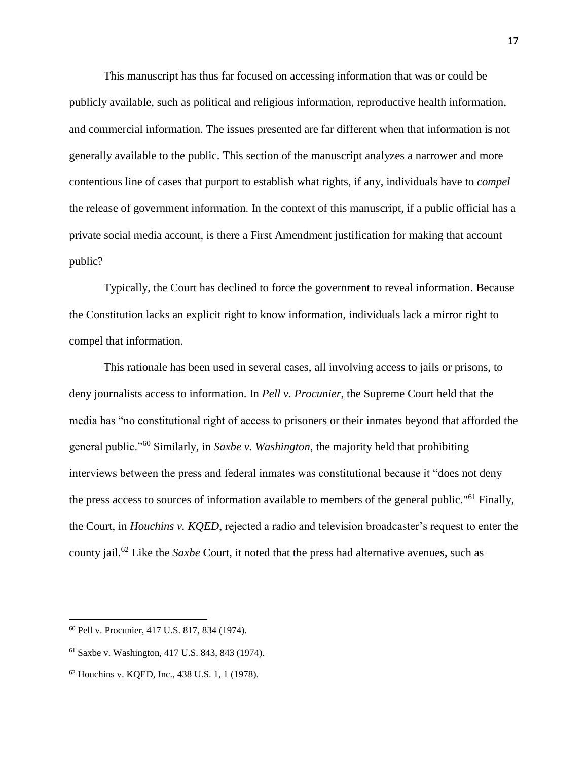This manuscript has thus far focused on accessing information that was or could be publicly available, such as political and religious information, reproductive health information, and commercial information. The issues presented are far different when that information is not generally available to the public. This section of the manuscript analyzes a narrower and more contentious line of cases that purport to establish what rights, if any, individuals have to *compel* the release of government information. In the context of this manuscript, if a public official has a private social media account, is there a First Amendment justification for making that account public?

Typically, the Court has declined to force the government to reveal information. Because the Constitution lacks an explicit right to know information, individuals lack a mirror right to compel that information.

This rationale has been used in several cases, all involving access to jails or prisons, to deny journalists access to information. In *Pell v. Procunier,* the Supreme Court held that the media has "no constitutional right of access to prisoners or their inmates beyond that afforded the general public."[60] Similarly, in *Saxbe v. Washington*, the majority held that prohibiting interviews between the press and federal inmates was constitutional because it "does not deny the press access to sources of information available to members of the general public."[61] Finally, the Court, in *Houchins v. KQED*, rejected a radio and television broadcaster's request to enter the county jail.[62] Like the *Saxbe* Court, it noted that the press had alternative avenues, such as

---

[60] Pell v. Procunier, 417 U.S. 817, 834 (1974).

[61] Saxbe v. Washington, 417 U.S. 843, 843 (1974).

[62] Houchins v. KQED, Inc., 438 U.S. 1, 1 (1978).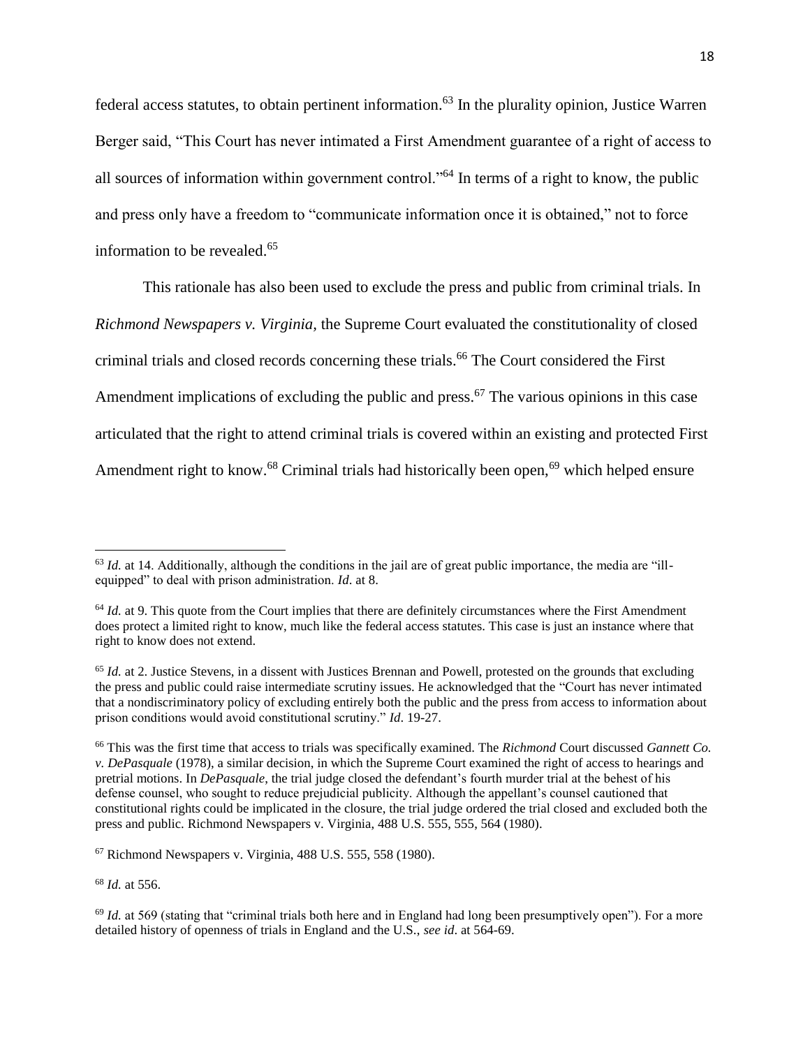federal access statutes, to obtain pertinent information.[63] In the plurality opinion, Justice Warren Berger said, "This Court has never intimated a First Amendment guarantee of a right of access to all sources of information within government control."[64] In terms of a right to know, the public and press only have a freedom to "communicate information once it is obtained," not to force information to be revealed.[65]

This rationale has also been used to exclude the press and public from criminal trials. In *Richmond Newspapers v. Virginia,* the Supreme Court evaluated the constitutionality of closed criminal trials and closed records concerning these trials.[66] The Court considered the First Amendment implications of excluding the public and press.[67] The various opinions in this case articulated that the right to attend criminal trials is covered within an existing and protected First Amendment right to know.[68] Criminal trials had historically been open,[69] which helped ensure

---

[63] *Id.* at 14. Additionally, although the conditions in the jail are of great public importance, the media are "ill-equipped" to deal with prison administration. *Id*. at 8.

[64] *Id.* at 9. This quote from the Court implies that there are definitely circumstances where the First Amendment does protect a limited right to know, much like the federal access statutes. This case is just an instance where that right to know does not extend.

[65] *Id.* at 2. Justice Stevens, in a dissent with Justices Brennan and Powell, protested on the grounds that excluding the press and public could raise intermediate scrutiny issues. He acknowledged that the "Court has never intimated that a nondiscriminatory policy of excluding entirely both the public and the press from access to information about prison conditions would avoid constitutional scrutiny." *Id*. 19-27.

[66] This was the first time that access to trials was specifically examined. The *Richmond* Court discussed *Gannett Co. v. DePasquale* (1978), a similar decision, in which the Supreme Court examined the right of access to hearings and pretrial motions. In *DePasquale*, the trial judge closed the defendant's fourth murder trial at the behest of his defense counsel, who sought to reduce prejudicial publicity. Although the appellant's counsel cautioned that constitutional rights could be implicated in the closure, the trial judge ordered the trial closed and excluded both the press and public. Richmond Newspapers v. Virginia, 488 U.S. 555, 555, 564 (1980).

[67] Richmond Newspapers v. Virginia, 488 U.S. 555, 558 (1980).

[68] *Id.* at 556.

[69] *Id.* at 569 (stating that "criminal trials both here and in England had long been presumptively open"). For a more detailed history of openness of trials in England and the U.S., *see id*. at 564-69.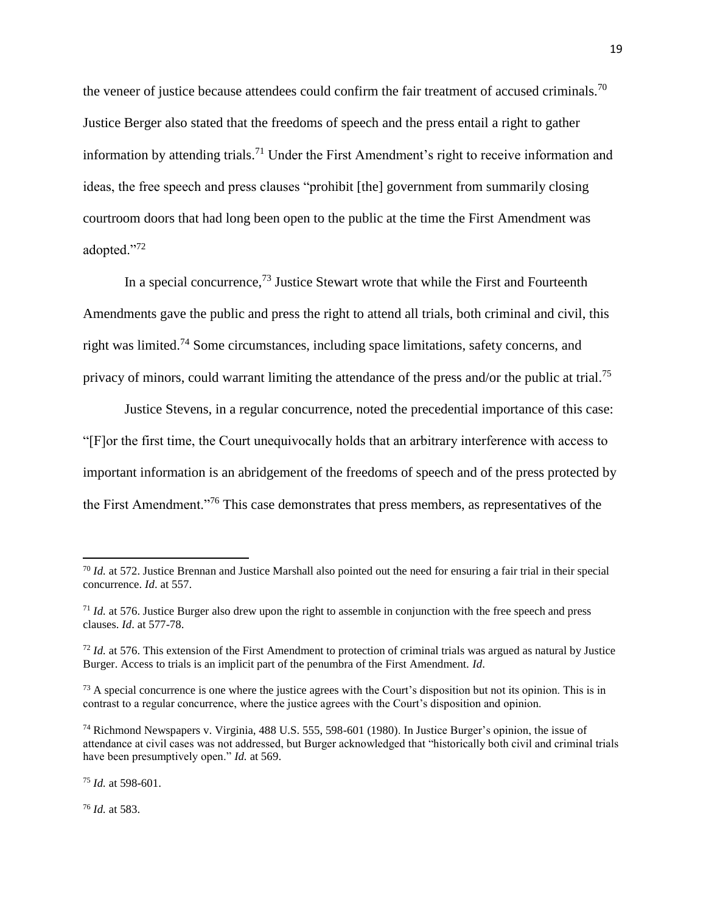the veneer of justice because attendees could confirm the fair treatment of accused criminals.[70] Justice Berger also stated that the freedoms of speech and the press entail a right to gather information by attending trials.[71] Under the First Amendment's right to receive information and ideas, the free speech and press clauses "prohibit [the] government from summarily closing courtroom doors that had long been open to the public at the time the First Amendment was adopted."[72]

In a special concurrence,[73] Justice Stewart wrote that while the First and Fourteenth Amendments gave the public and press the right to attend all trials, both criminal and civil, this right was limited.[74] Some circumstances, including space limitations, safety concerns, and privacy of minors, could warrant limiting the attendance of the press and/or the public at trial.[75]

Justice Stevens, in a regular concurrence, noted the precedential importance of this case: "[F]or the first time, the Court unequivocally holds that an arbitrary interference with access to important information is an abridgement of the freedoms of speech and of the press protected by the First Amendment."[76] This case demonstrates that press members, as representatives of the

---

[70] *Id.* at 572. Justice Brennan and Justice Marshall also pointed out the need for ensuring a fair trial in their special concurrence. *Id*. at 557.

[71] *Id.* at 576. Justice Burger also drew upon the right to assemble in conjunction with the free speech and press clauses. *Id*. at 577-78.

[72] *Id.* at 576. This extension of the First Amendment to protection of criminal trials was argued as natural by Justice Burger. Access to trials is an implicit part of the penumbra of the First Amendment. *Id*.

[73] A special concurrence is one where the justice agrees with the Court's disposition but not its opinion. This is in contrast to a regular concurrence, where the justice agrees with the Court's disposition and opinion.

[74] Richmond Newspapers v. Virginia, 488 U.S. 555, 598-601 (1980). In Justice Burger's opinion, the issue of attendance at civil cases was not addressed, but Burger acknowledged that "historically both civil and criminal trials have been presumptively open." *Id.* at 569.

[75] *Id.* at 598-601.

[76] *Id.* at 583.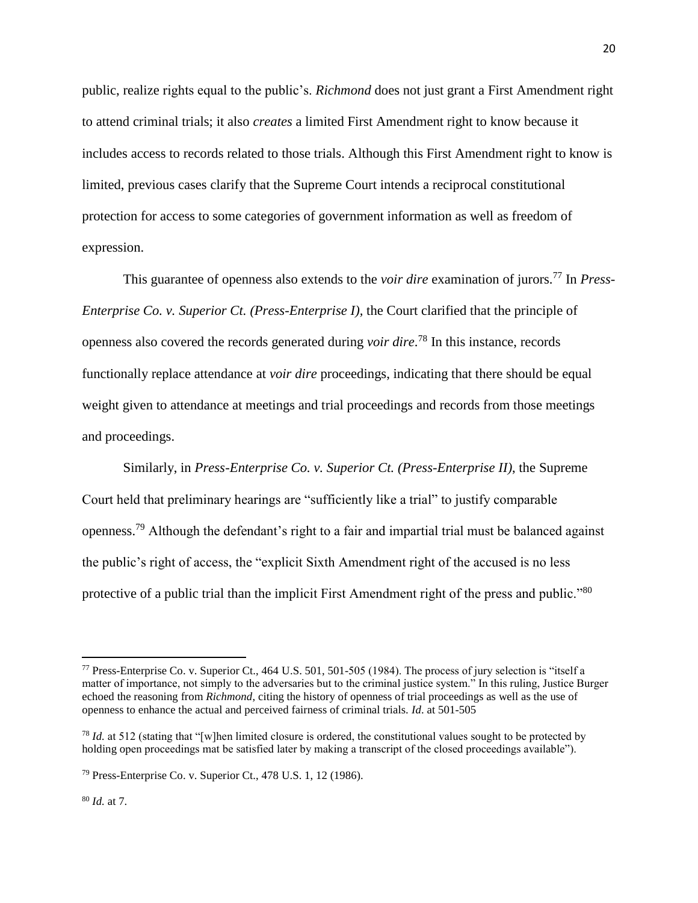public, realize rights equal to the public's. *Richmond* does not just grant a First Amendment right to attend criminal trials; it also *creates* a limited First Amendment right to know because it includes access to records related to those trials. Although this First Amendment right to know is limited, previous cases clarify that the Supreme Court intends a reciprocal constitutional protection for access to some categories of government information as well as freedom of expression.

This guarantee of openness also extends to the *voir dire* examination of jurors.[77] In *Press-Enterprise Co. v. Superior Ct. (Press-Enterprise I),* the Court clarified that the principle of openness also covered the records generated during *voir dire*.[78] In this instance, records functionally replace attendance at *voir dire* proceedings, indicating that there should be equal weight given to attendance at meetings and trial proceedings and records from those meetings and proceedings.

Similarly, in *Press-Enterprise Co. v. Superior Ct. (Press-Enterprise II),* the Supreme Court held that preliminary hearings are "sufficiently like a trial" to justify comparable openness.[79] Although the defendant's right to a fair and impartial trial must be balanced against the public's right of access, the "explicit Sixth Amendment right of the accused is no less protective of a public trial than the implicit First Amendment right of the press and public."[80]

---

[77] Press-Enterprise Co. v. Superior Ct., 464 U.S. 501, 501-505 (1984). The process of jury selection is "itself a matter of importance, not simply to the adversaries but to the criminal justice system." In this ruling, Justice Burger echoed the reasoning from *Richmond*, citing the history of openness of trial proceedings as well as the use of openness to enhance the actual and perceived fairness of criminal trials. *Id*. at 501-505

[78] *Id.* at 512 (stating that "[w]hen limited closure is ordered, the constitutional values sought to be protected by holding open proceedings mat be satisfied later by making a transcript of the closed proceedings available").

[79] Press-Enterprise Co. v. Superior Ct., 478 U.S. 1, 12 (1986).

[80] *Id.* at 7.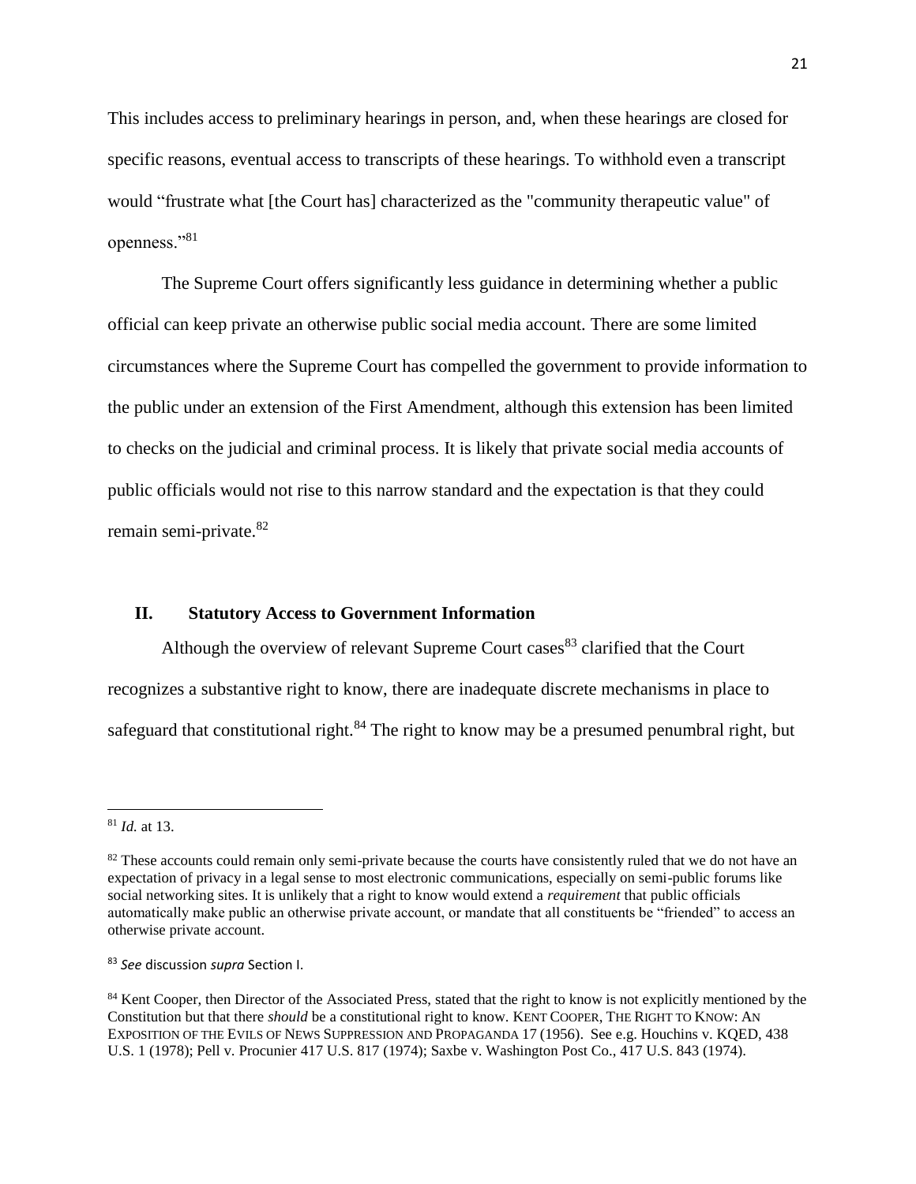This includes access to preliminary hearings in person, and, when these hearings are closed for specific reasons, eventual access to transcripts of these hearings. To withhold even a transcript would "frustrate what [the Court has] characterized as the "community therapeutic value" of openness."[81]

The Supreme Court offers significantly less guidance in determining whether a public official can keep private an otherwise public social media account. There are some limited circumstances where the Supreme Court has compelled the government to provide information to the public under an extension of the First Amendment, although this extension has been limited to checks on the judicial and criminal process. It is likely that private social media accounts of public officials would not rise to this narrow standard and the expectation is that they could remain semi-private.[82]

## II. Statutory Access to Government Information

Although the overview of relevant Supreme Court cases[83] clarified that the Court recognizes a substantive right to know, there are inadequate discrete mechanisms in place to safeguard that constitutional right.[84] The right to know may be a presumed penumbral right, but

---

[81] *Id.* at 13.

[82] These accounts could remain only semi-private because the courts have consistently ruled that we do not have an expectation of privacy in a legal sense to most electronic communications, especially on semi-public forums like social networking sites. It is unlikely that a right to know would extend a *requirement* that public officials automatically make public an otherwise private account, or mandate that all constituents be "friended" to access an otherwise private account.

[83] *See* discussion *supra* Section I.

[84] Kent Cooper, then Director of the Associated Press, stated that the right to know is not explicitly mentioned by the Constitution but that there *should* be a constitutional right to know. KENT COOPER, THE RIGHT TO KNOW: AN EXPOSITION OF THE EVILS OF NEWS SUPPRESSION AND PROPAGANDA 17 (1956). See e.g. Houchins v. KQED, 438 U.S. 1 (1978); Pell v. Procunier 417 U.S. 817 (1974); Saxbe v. Washington Post Co., 417 U.S. 843 (1974).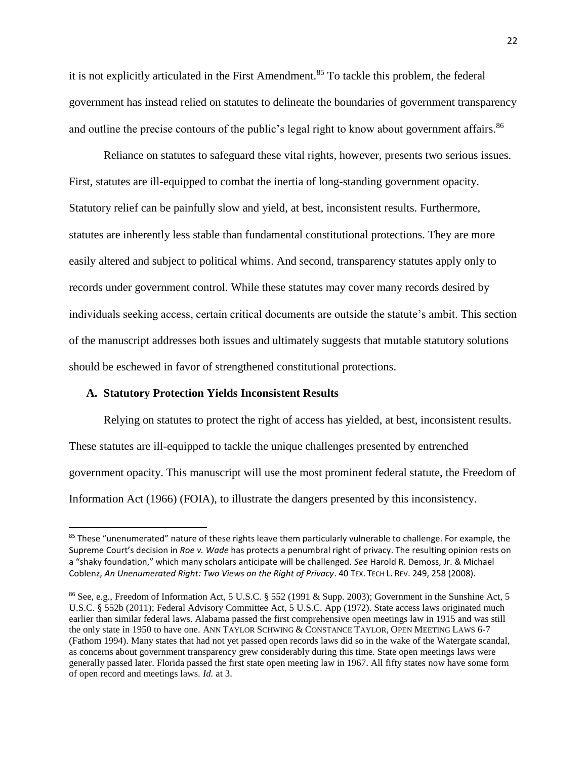it is not explicitly articulated in the First Amendment.[85] To tackle this problem, the federal government has instead relied on statutes to delineate the boundaries of government transparency and outline the precise contours of the public's legal right to know about government affairs.[86]

Reliance on statutes to safeguard these vital rights, however, presents two serious issues. First, statutes are ill-equipped to combat the inertia of long-standing government opacity. Statutory relief can be painfully slow and yield, at best, inconsistent results. Furthermore, statutes are inherently less stable than fundamental constitutional protections. They are more easily altered and subject to political whims. And second, transparency statutes apply only to records under government control. While these statutes may cover many records desired by individuals seeking access, certain critical documents are outside the statute's ambit. This section of the manuscript addresses both issues and ultimately suggests that mutable statutory solutions should be eschewed in favor of strengthened constitutional protections.

### A. Statutory Protection Yields Inconsistent Results

Relying on statutes to protect the right of access has yielded, at best, inconsistent results. These statutes are ill-equipped to tackle the unique challenges presented by entrenched government opacity. This manuscript will use the most prominent federal statute, the Freedom of Information Act (1966) (FOIA), to illustrate the dangers presented by this inconsistency.

---

[85] These "unenumerated" nature of these rights leave them particularly vulnerable to challenge. For example, the Supreme Court's decision in *Roe v. Wade* has protects a penumbral right of privacy. The resulting opinion rests on a "shaky foundation," which many scholars anticipate will be challenged. *See* Harold R. Demoss, Jr. & Michael Coblenz, *An Unenumerated Right: Two Views on the Right of Privacy*. 40 TEX. TECH L. REV. 249, 258 (2008).

[86] See, e.g., Freedom of Information Act, 5 U.S.C. § 552 (1991 & Supp. 2003); Government in the Sunshine Act, 5 U.S.C. § 552b (2011); Federal Advisory Committee Act, 5 U.S.C. App (1972). State access laws originated much earlier than similar federal laws. Alabama passed the first comprehensive open meetings law in 1915 and was still the only state in 1950 to have one. ANN TAYLOR SCHWING & CONSTANCE TAYLOR, OPEN MEETING LAWS 6-7 (Fathom 1994). Many states that had not yet passed open records laws did so in the wake of the Watergate scandal, as concerns about government transparency grew considerably during this time. State open meetings laws were generally passed later. Florida passed the first state open meeting law in 1967. All fifty states now have some form of open record and meetings laws. *Id.* at 3.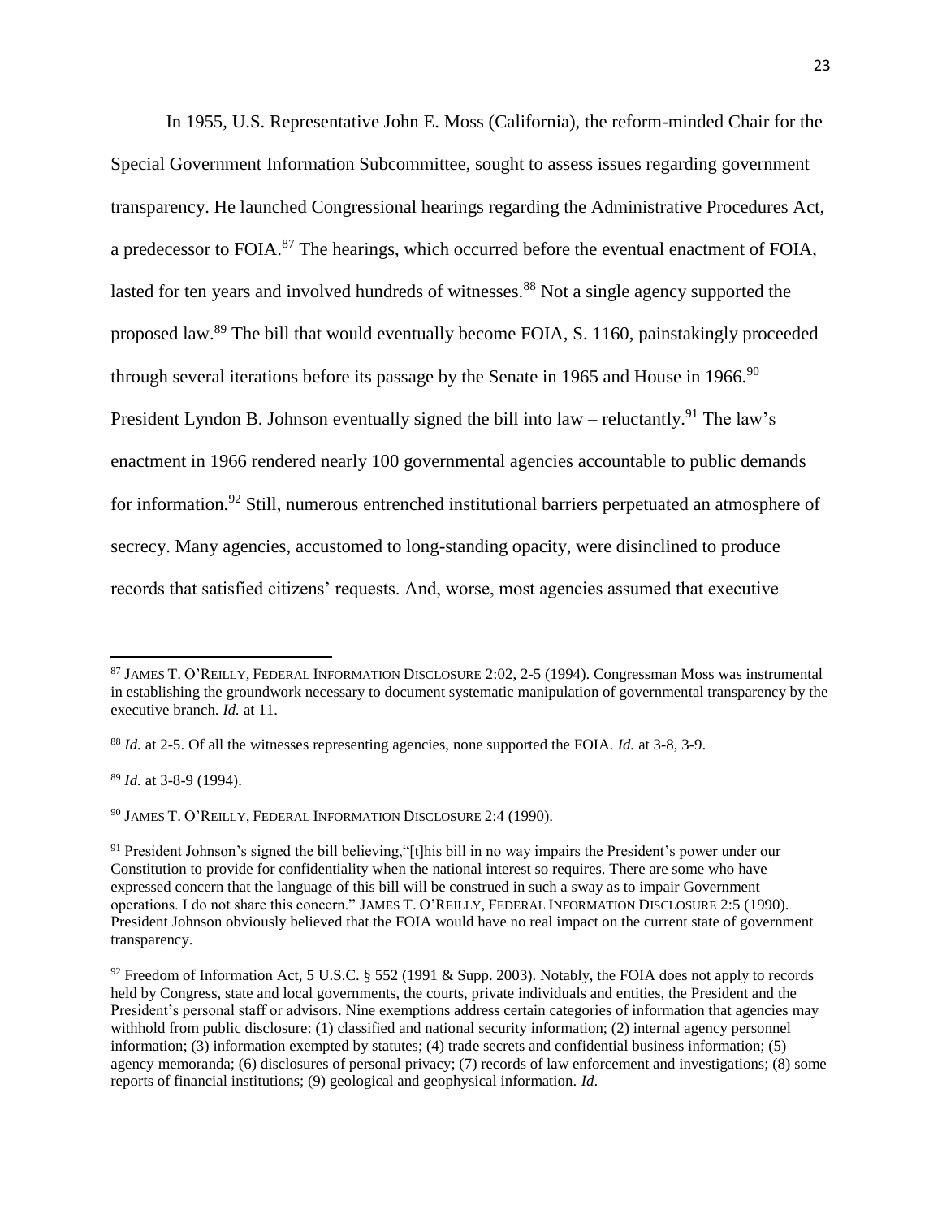In 1955, U.S. Representative John E. Moss (California), the reform-minded Chair for the Special Government Information Subcommittee, sought to assess issues regarding government transparency. He launched Congressional hearings regarding the Administrative Procedures Act, a predecessor to FOIA.[87] The hearings, which occurred before the eventual enactment of FOIA, lasted for ten years and involved hundreds of witnesses.[88] Not a single agency supported the proposed law.[89] The bill that would eventually become FOIA, S. 1160, painstakingly proceeded through several iterations before its passage by the Senate in 1965 and House in 1966.[90] President Lyndon B. Johnson eventually signed the bill into law – reluctantly.[91] The law's enactment in 1966 rendered nearly 100 governmental agencies accountable to public demands for information.[92] Still, numerous entrenched institutional barriers perpetuated an atmosphere of secrecy. Many agencies, accustomed to long-standing opacity, were disinclined to produce records that satisfied citizens' requests. And, worse, most agencies assumed that executive

---

[87] JAMES T. O'REILLY, FEDERAL INFORMATION DISCLOSURE 2:02, 2-5 (1994). Congressman Moss was instrumental in establishing the groundwork necessary to document systematic manipulation of governmental transparency by the executive branch. *Id.* at 11.

[88] *Id.* at 2-5. Of all the witnesses representing agencies, none supported the FOIA. *Id.* at 3-8, 3-9.

[89] *Id.* at 3-8-9 (1994).

[90] JAMES T. O'REILLY, FEDERAL INFORMATION DISCLOSURE 2:4 (1990).

[91] President Johnson's signed the bill believing,"[t]his bill in no way impairs the President's power under our Constitution to provide for confidentiality when the national interest so requires. There are some who have expressed concern that the language of this bill will be construed in such a sway as to impair Government operations. I do not share this concern." JAMES T. O'REILLY, FEDERAL INFORMATION DISCLOSURE 2:5 (1990). President Johnson obviously believed that the FOIA would have no real impact on the current state of government transparency.

[92] Freedom of Information Act, 5 U.S.C. § 552 (1991 & Supp. 2003). Notably, the FOIA does not apply to records held by Congress, state and local governments, the courts, private individuals and entities, the President and the President's personal staff or advisors. Nine exemptions address certain categories of information that agencies may withhold from public disclosure: (1) classified and national security information; (2) internal agency personnel information; (3) information exempted by statutes; (4) trade secrets and confidential business information; (5) agency memoranda; (6) disclosures of personal privacy; (7) records of law enforcement and investigations; (8) some reports of financial institutions; (9) geological and geophysical information. *Id*.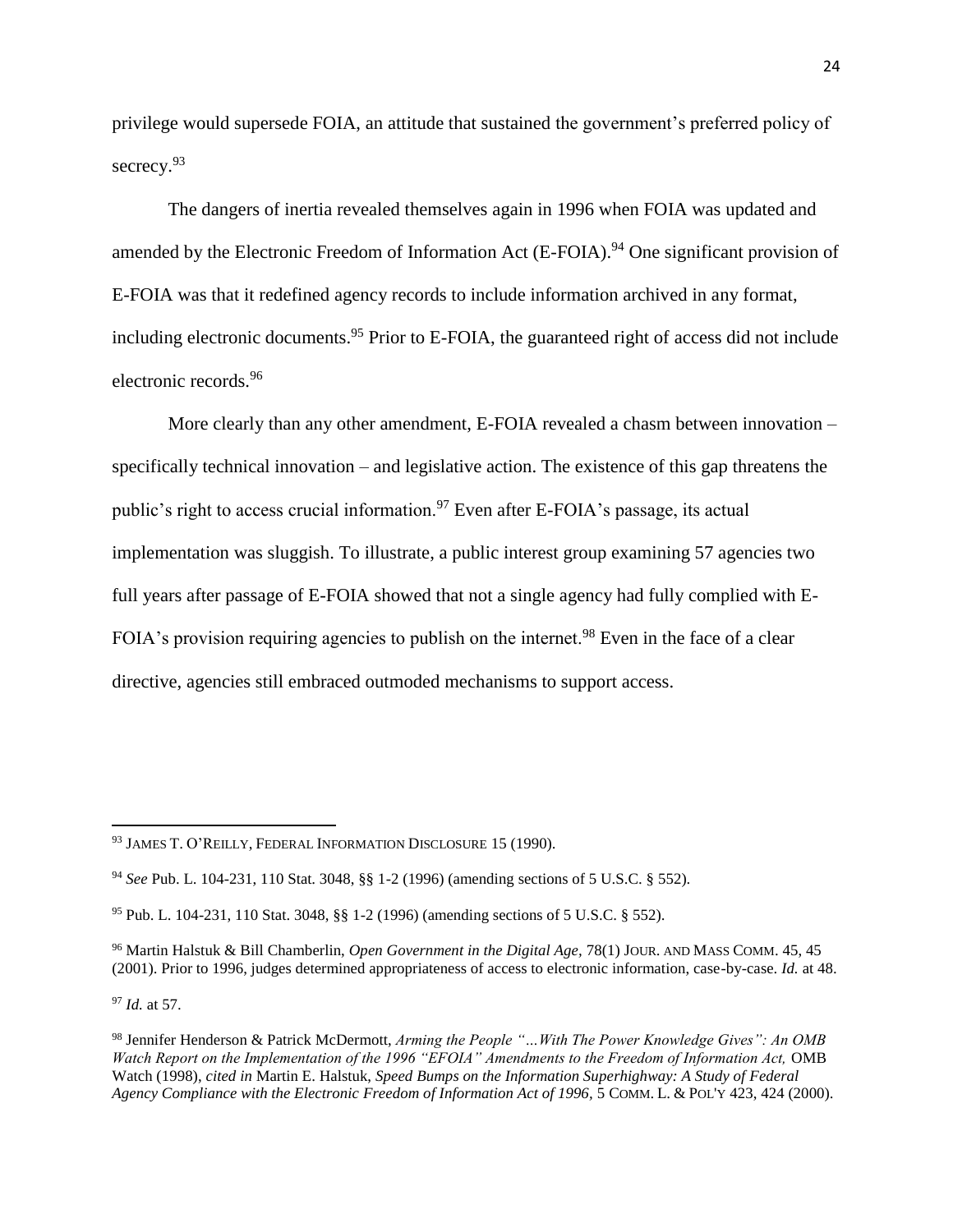privilege would supersede FOIA, an attitude that sustained the government's preferred policy of secrecy.[93]

The dangers of inertia revealed themselves again in 1996 when FOIA was updated and amended by the Electronic Freedom of Information Act (E-FOIA).[94] One significant provision of E-FOIA was that it redefined agency records to include information archived in any format, including electronic documents.[95] Prior to E-FOIA, the guaranteed right of access did not include electronic records.[96]

More clearly than any other amendment, E-FOIA revealed a chasm between innovation – specifically technical innovation – and legislative action. The existence of this gap threatens the public's right to access crucial information.[97] Even after E-FOIA's passage, its actual implementation was sluggish. To illustrate, a public interest group examining 57 agencies two full years after passage of E-FOIA showed that not a single agency had fully complied with E-FOIA's provision requiring agencies to publish on the internet.[98] Even in the face of a clear directive, agencies still embraced outmoded mechanisms to support access.

---

[93] JAMES T. O'REILLY, FEDERAL INFORMATION DISCLOSURE 15 (1990).

[94] *See* Pub. L. 104-231, 110 Stat. 3048, §§ 1-2 (1996) (amending sections of 5 U.S.C. § 552).

[95] Pub. L. 104-231, 110 Stat. 3048, §§ 1-2 (1996) (amending sections of 5 U.S.C. § 552).

[96] Martin Halstuk & Bill Chamberlin, *Open Government in the Digital Age*, 78(1) JOUR. AND MASS COMM. 45, 45 (2001). Prior to 1996, judges determined appropriateness of access to electronic information, case-by-case. *Id.* at 48.

[97] *Id.* at 57.

[98] Jennifer Henderson & Patrick McDermott, *Arming the People "…With The Power Knowledge Gives": An OMB Watch Report on the Implementation of the 1996 "EFOIA" Amendments to the Freedom of Information Act,* OMB Watch (1998), *cited in* Martin E. Halstuk, *Speed Bumps on the Information Superhighway: A Study of Federal Agency Compliance with the Electronic Freedom of Information Act of 1996,* 5 COMM. L. & POL'Y 423, 424 (2000).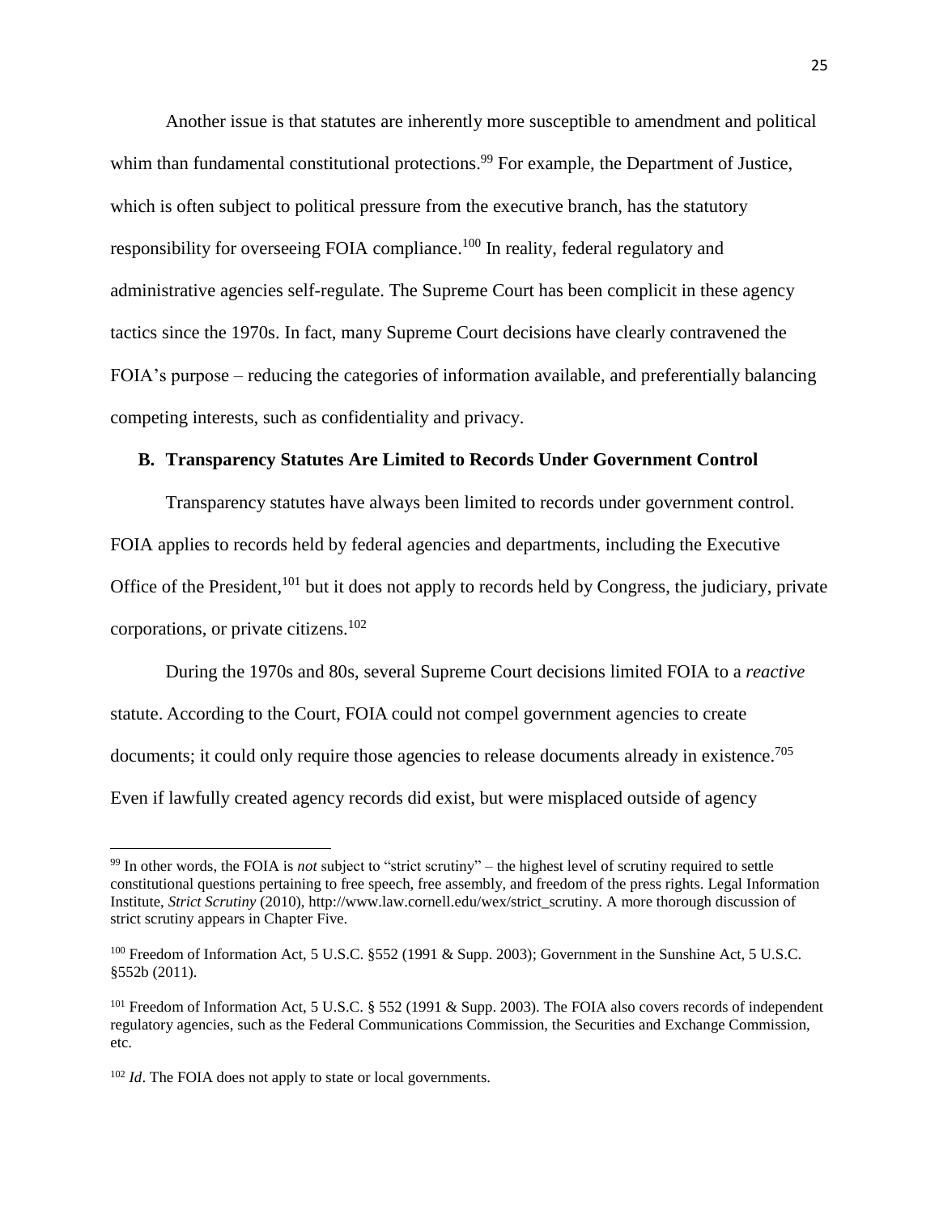Another issue is that statutes are inherently more susceptible to amendment and political whim than fundamental constitutional protections.[99] For example, the Department of Justice, which is often subject to political pressure from the executive branch, has the statutory responsibility for overseeing FOIA compliance.[100] In reality, federal regulatory and administrative agencies self-regulate. The Supreme Court has been complicit in these agency tactics since the 1970s. In fact, many Supreme Court decisions have clearly contravened the FOIA's purpose – reducing the categories of information available, and preferentially balancing competing interests, such as confidentiality and privacy.

### B. Transparency Statutes Are Limited to Records Under Government Control

Transparency statutes have always been limited to records under government control. FOIA applies to records held by federal agencies and departments, including the Executive Office of the President,[101] but it does not apply to records held by Congress, the judiciary, private corporations, or private citizens.[102]

During the 1970s and 80s, several Supreme Court decisions limited FOIA to a *reactive* statute. According to the Court, FOIA could not compel government agencies to create documents; it could only require those agencies to release documents already in existence.[705] Even if lawfully created agency records did exist, but were misplaced outside of agency

---

[99] In other words, the FOIA is *not* subject to "strict scrutiny" – the highest level of scrutiny required to settle constitutional questions pertaining to free speech, free assembly, and freedom of the press rights. Legal Information Institute, *Strict Scrutiny* (2010), http://www.law.cornell.edu/wex/strict_scrutiny. A more thorough discussion of strict scrutiny appears in Chapter Five.

[100] Freedom of Information Act, 5 U.S.C. §552 (1991 & Supp. 2003); Government in the Sunshine Act, 5 U.S.C. §552b (2011).

[101] Freedom of Information Act, 5 U.S.C. § 552 (1991 & Supp. 2003). The FOIA also covers records of independent regulatory agencies, such as the Federal Communications Commission, the Securities and Exchange Commission, etc.

[102] *Id*. The FOIA does not apply to state or local governments.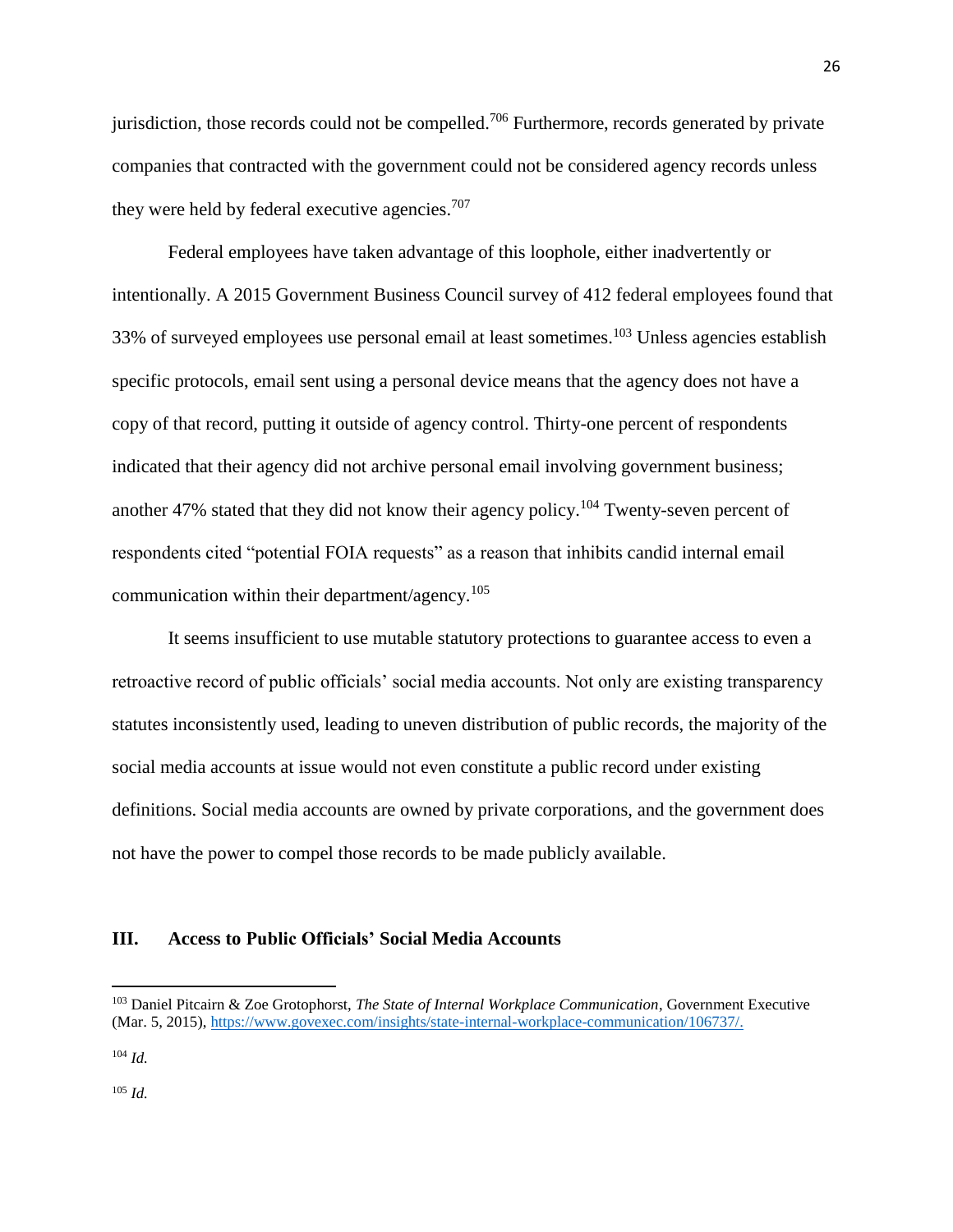jurisdiction, those records could not be compelled.[706] Furthermore, records generated by private companies that contracted with the government could not be considered agency records unless they were held by federal executive agencies.[707]

Federal employees have taken advantage of this loophole, either inadvertently or intentionally. A 2015 Government Business Council survey of 412 federal employees found that 33% of surveyed employees use personal email at least sometimes.[103] Unless agencies establish specific protocols, email sent using a personal device means that the agency does not have a copy of that record, putting it outside of agency control. Thirty-one percent of respondents indicated that their agency did not archive personal email involving government business; another 47% stated that they did not know their agency policy.[104] Twenty-seven percent of respondents cited "potential FOIA requests" as a reason that inhibits candid internal email communication within their department/agency.[105]

It seems insufficient to use mutable statutory protections to guarantee access to even a retroactive record of public officials' social media accounts. Not only are existing transparency statutes inconsistently used, leading to uneven distribution of public records, the majority of the social media accounts at issue would not even constitute a public record under existing definitions. Social media accounts are owned by private corporations, and the government does not have the power to compel those records to be made publicly available.

## III. Access to Public Officials' Social Media Accounts

---

[103] Daniel Pitcairn & Zoe Grotophorst, *The State of Internal Workplace Communication*, Government Executive (Mar. 5, 2015), https://www.govexec.com/insights/state-internal-workplace-communication/106737/.

[104] *Id.*

[105] *Id.*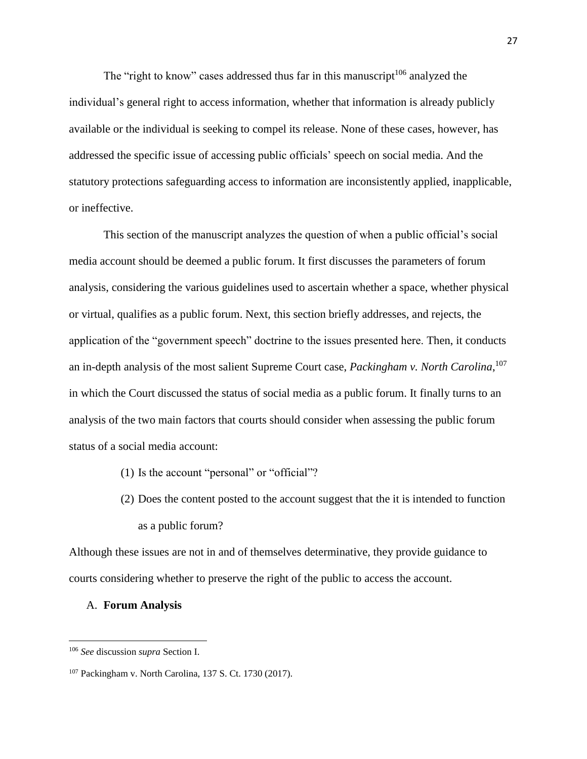The "right to know" cases addressed thus far in this manuscript[106] analyzed the individual's general right to access information, whether that information is already publicly available or the individual is seeking to compel its release. None of these cases, however, has addressed the specific issue of accessing public officials' speech on social media. And the statutory protections safeguarding access to information are inconsistently applied, inapplicable, or ineffective.

This section of the manuscript analyzes the question of when a public official's social media account should be deemed a public forum. It first discusses the parameters of forum analysis, considering the various guidelines used to ascertain whether a space, whether physical or virtual, qualifies as a public forum. Next, this section briefly addresses, and rejects, the application of the "government speech" doctrine to the issues presented here. Then, it conducts an in-depth analysis of the most salient Supreme Court case, *Packingham v. North Carolina*,[107] in which the Court discussed the status of social media as a public forum. It finally turns to an analysis of the two main factors that courts should consider when assessing the public forum status of a social media account:

(1) Is the account "personal" or "official"?

(2) Does the content posted to the account suggest that the it is intended to function as a public forum?

Although these issues are not in and of themselves determinative, they provide guidance to courts considering whether to preserve the right of the public to access the account.

## A. **Forum Analysis**

---

[106] *See* discussion *supra* Section I.

[107] Packingham v. North Carolina, 137 S. Ct. 1730 (2017).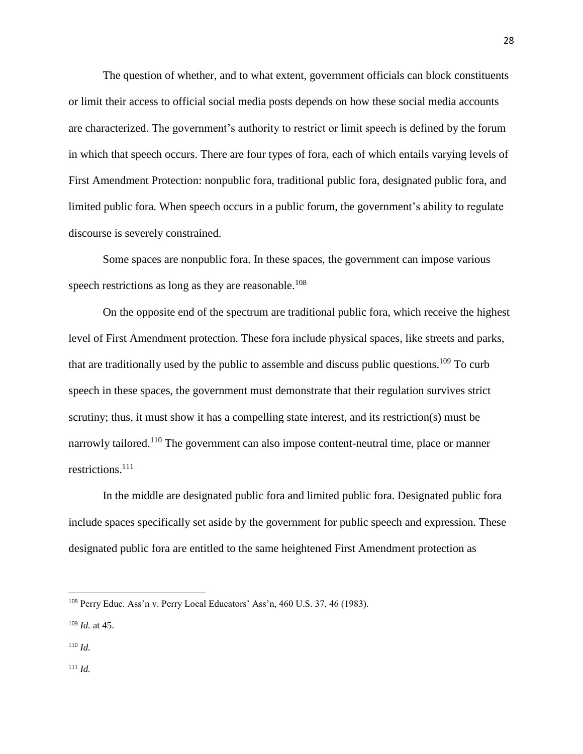The question of whether, and to what extent, government officials can block constituents or limit their access to official social media posts depends on how these social media accounts are characterized. The government's authority to restrict or limit speech is defined by the forum in which that speech occurs. There are four types of fora, each of which entails varying levels of First Amendment Protection: nonpublic fora, traditional public fora, designated public fora, and limited public fora. When speech occurs in a public forum, the government's ability to regulate discourse is severely constrained.

Some spaces are nonpublic fora. In these spaces, the government can impose various speech restrictions as long as they are reasonable.[108]

On the opposite end of the spectrum are traditional public fora, which receive the highest level of First Amendment protection. These fora include physical spaces, like streets and parks, that are traditionally used by the public to assemble and discuss public questions.[109] To curb speech in these spaces, the government must demonstrate that their regulation survives strict scrutiny; thus, it must show it has a compelling state interest, and its restriction(s) must be narrowly tailored.[110] The government can also impose content-neutral time, place or manner restrictions.[111]

In the middle are designated public fora and limited public fora. Designated public fora include spaces specifically set aside by the government for public speech and expression. These designated public fora are entitled to the same heightened First Amendment protection as

---

[108] Perry Educ. Ass'n v. Perry Local Educators' Ass'n, 460 U.S. 37, 46 (1983).

[109] *Id.* at 45.

[110] *Id.*

[111] *Id.*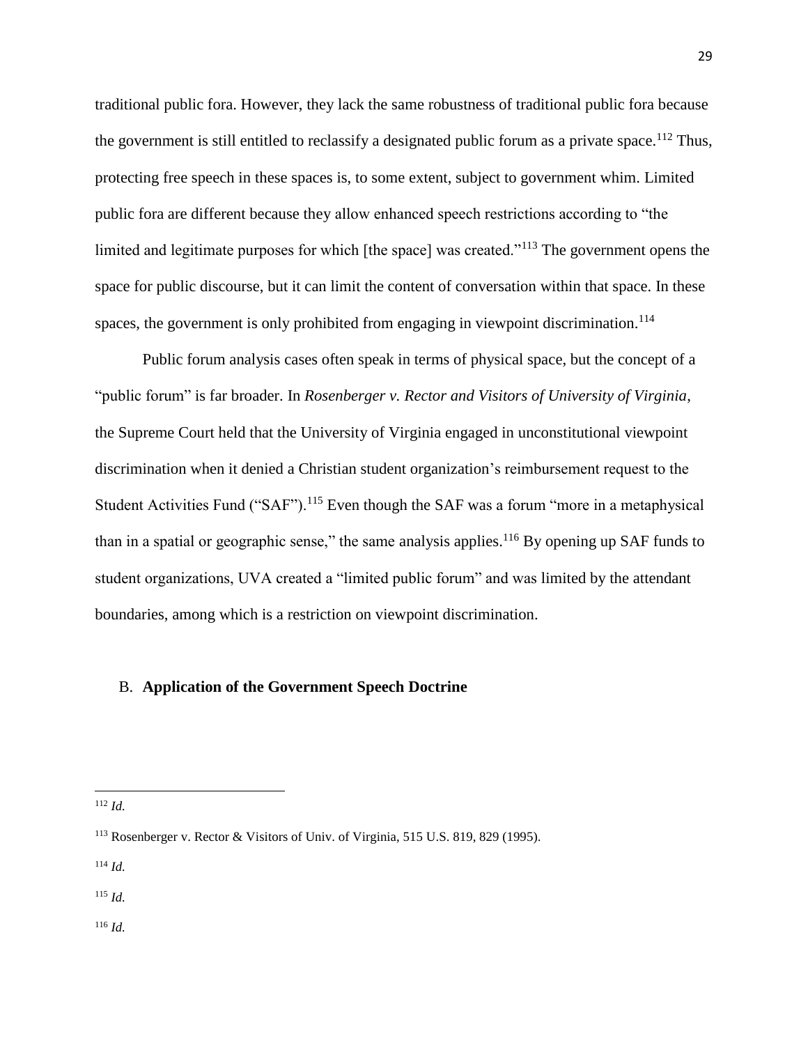traditional public fora. However, they lack the same robustness of traditional public fora because the government is still entitled to reclassify a designated public forum as a private space.[112] Thus, protecting free speech in these spaces is, to some extent, subject to government whim. Limited public fora are different because they allow enhanced speech restrictions according to "the limited and legitimate purposes for which [the space] was created."[113] The government opens the space for public discourse, but it can limit the content of conversation within that space. In these spaces, the government is only prohibited from engaging in viewpoint discrimination.[114]

Public forum analysis cases often speak in terms of physical space, but the concept of a "public forum" is far broader. In *Rosenberger v. Rector and Visitors of University of Virginia*, the Supreme Court held that the University of Virginia engaged in unconstitutional viewpoint discrimination when it denied a Christian student organization's reimbursement request to the Student Activities Fund ("SAF").[115] Even though the SAF was a forum "more in a metaphysical than in a spatial or geographic sense," the same analysis applies.[116] By opening up SAF funds to student organizations, UVA created a "limited public forum" and was limited by the attendant boundaries, among which is a restriction on viewpoint discrimination.

### B. **Application of the Government Speech Doctrine**

---

[112] *Id.*

[113] Rosenberger v. Rector & Visitors of Univ. of Virginia, 515 U.S. 819, 829 (1995).

[114] *Id.*

[115] *Id.*

[116] *Id.*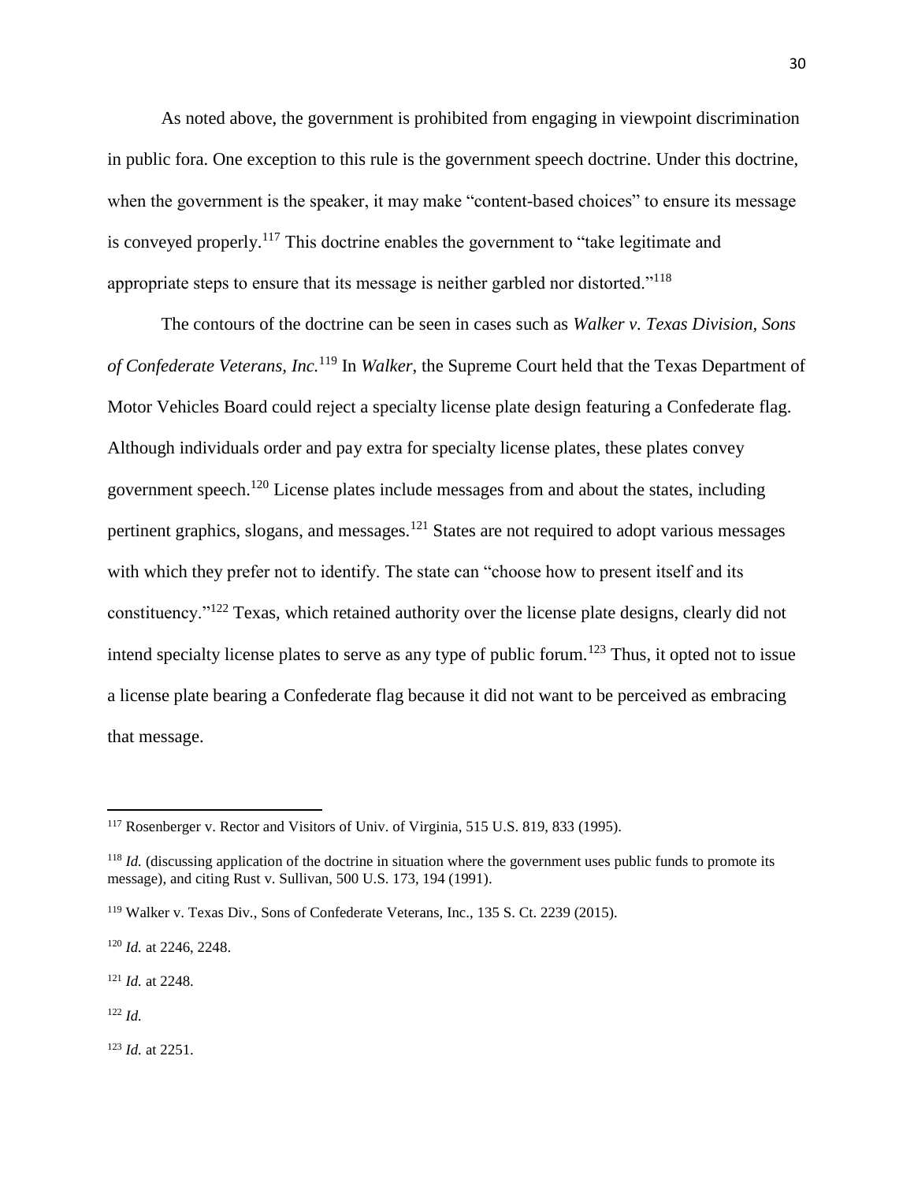As noted above, the government is prohibited from engaging in viewpoint discrimination in public fora. One exception to this rule is the government speech doctrine. Under this doctrine, when the government is the speaker, it may make "content-based choices" to ensure its message is conveyed properly.[117] This doctrine enables the government to "take legitimate and appropriate steps to ensure that its message is neither garbled nor distorted."[118]

The contours of the doctrine can be seen in cases such as *Walker v. Texas Division, Sons of Confederate Veterans, Inc.*[119] In *Walker*, the Supreme Court held that the Texas Department of Motor Vehicles Board could reject a specialty license plate design featuring a Confederate flag. Although individuals order and pay extra for specialty license plates, these plates convey government speech.[120] License plates include messages from and about the states, including pertinent graphics, slogans, and messages.[121] States are not required to adopt various messages with which they prefer not to identify. The state can "choose how to present itself and its constituency."[122] Texas, which retained authority over the license plate designs, clearly did not intend specialty license plates to serve as any type of public forum.[123] Thus, it opted not to issue a license plate bearing a Confederate flag because it did not want to be perceived as embracing that message.

---

[117] Rosenberger v. Rector and Visitors of Univ. of Virginia, 515 U.S. 819, 833 (1995).

[118] *Id.* (discussing application of the doctrine in situation where the government uses public funds to promote its message), and citing Rust v. Sullivan, 500 U.S. 173, 194 (1991).

[119] Walker v. Texas Div., Sons of Confederate Veterans, Inc., 135 S. Ct. 2239 (2015).

[120] *Id.* at 2246, 2248.

[121] *Id.* at 2248.

[122] *Id.*

[123] *Id.* at 2251.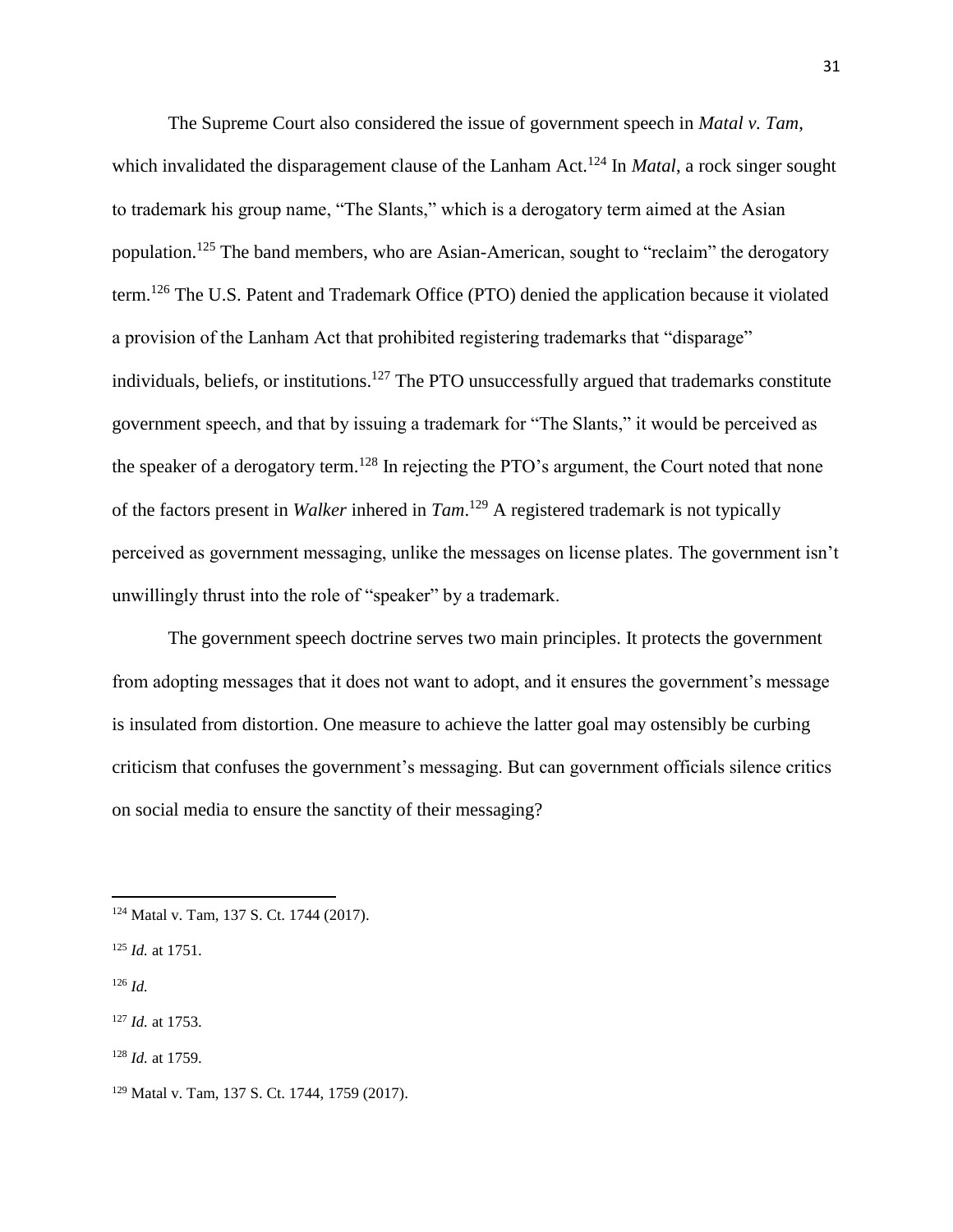The Supreme Court also considered the issue of government speech in *Matal v. Tam*, which invalidated the disparagement clause of the Lanham Act.[124] In *Matal*, a rock singer sought to trademark his group name, "The Slants," which is a derogatory term aimed at the Asian population.[125] The band members, who are Asian-American, sought to "reclaim" the derogatory term.[126] The U.S. Patent and Trademark Office (PTO) denied the application because it violated a provision of the Lanham Act that prohibited registering trademarks that "disparage" individuals, beliefs, or institutions.[127] The PTO unsuccessfully argued that trademarks constitute government speech, and that by issuing a trademark for "The Slants," it would be perceived as the speaker of a derogatory term.[128] In rejecting the PTO's argument, the Court noted that none of the factors present in *Walker* inhered in *Tam*.[129] A registered trademark is not typically perceived as government messaging, unlike the messages on license plates. The government isn't unwillingly thrust into the role of "speaker" by a trademark.

The government speech doctrine serves two main principles. It protects the government from adopting messages that it does not want to adopt, and it ensures the government's message is insulated from distortion. One measure to achieve the latter goal may ostensibly be curbing criticism that confuses the government's messaging. But can government officials silence critics on social media to ensure the sanctity of their messaging?

---

[124] Matal v. Tam, 137 S. Ct. 1744 (2017).

[125] *Id.* at 1751.

[126] *Id.*

[127] *Id.* at 1753.

[128] *Id.* at 1759.

[129] Matal v. Tam, 137 S. Ct. 1744, 1759 (2017).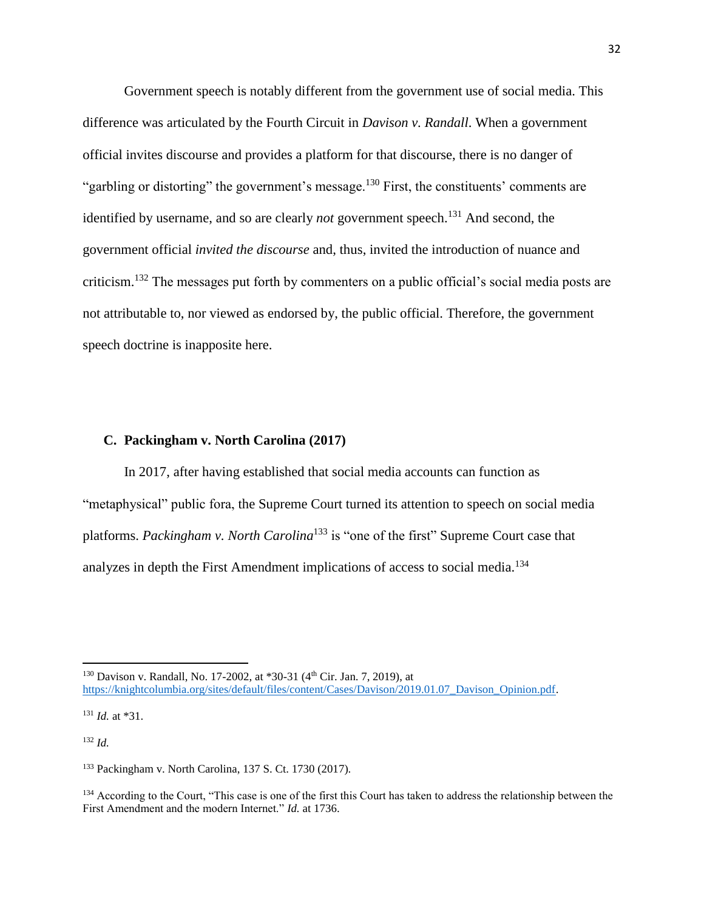Government speech is notably different from the government use of social media. This difference was articulated by the Fourth Circuit in *Davison v. Randall*. When a government official invites discourse and provides a platform for that discourse, there is no danger of "garbling or distorting" the government's message.[130] First, the constituents' comments are identified by username, and so are clearly *not* government speech.[131] And second, the government official *invited the discourse* and, thus, invited the introduction of nuance and criticism.[132] The messages put forth by commenters on a public official's social media posts are not attributable to, nor viewed as endorsed by, the public official. Therefore, the government speech doctrine is inapposite here.

### C. Packingham v. North Carolina (2017)

In 2017, after having established that social media accounts can function as "metaphysical" public fora, the Supreme Court turned its attention to speech on social media platforms. *Packingham v. North Carolina*[133] is "one of the first" Supreme Court case that analyzes in depth the First Amendment implications of access to social media.[134]

---

[130] Davison v. Randall, No. 17-2002, at *30-31 (4th Cir. Jan. 7, 2019), at https://knightcolumbia.org/sites/default/files/content/Cases/Davison/2019.01.07_Davison_Opinion.pdf.

[131] *Id.* at *31.

[132] *Id.*

[133] Packingham v. North Carolina, 137 S. Ct. 1730 (2017).

[134] According to the Court, "This case is one of the first this Court has taken to address the relationship between the First Amendment and the modern Internet." *Id.* at 1736.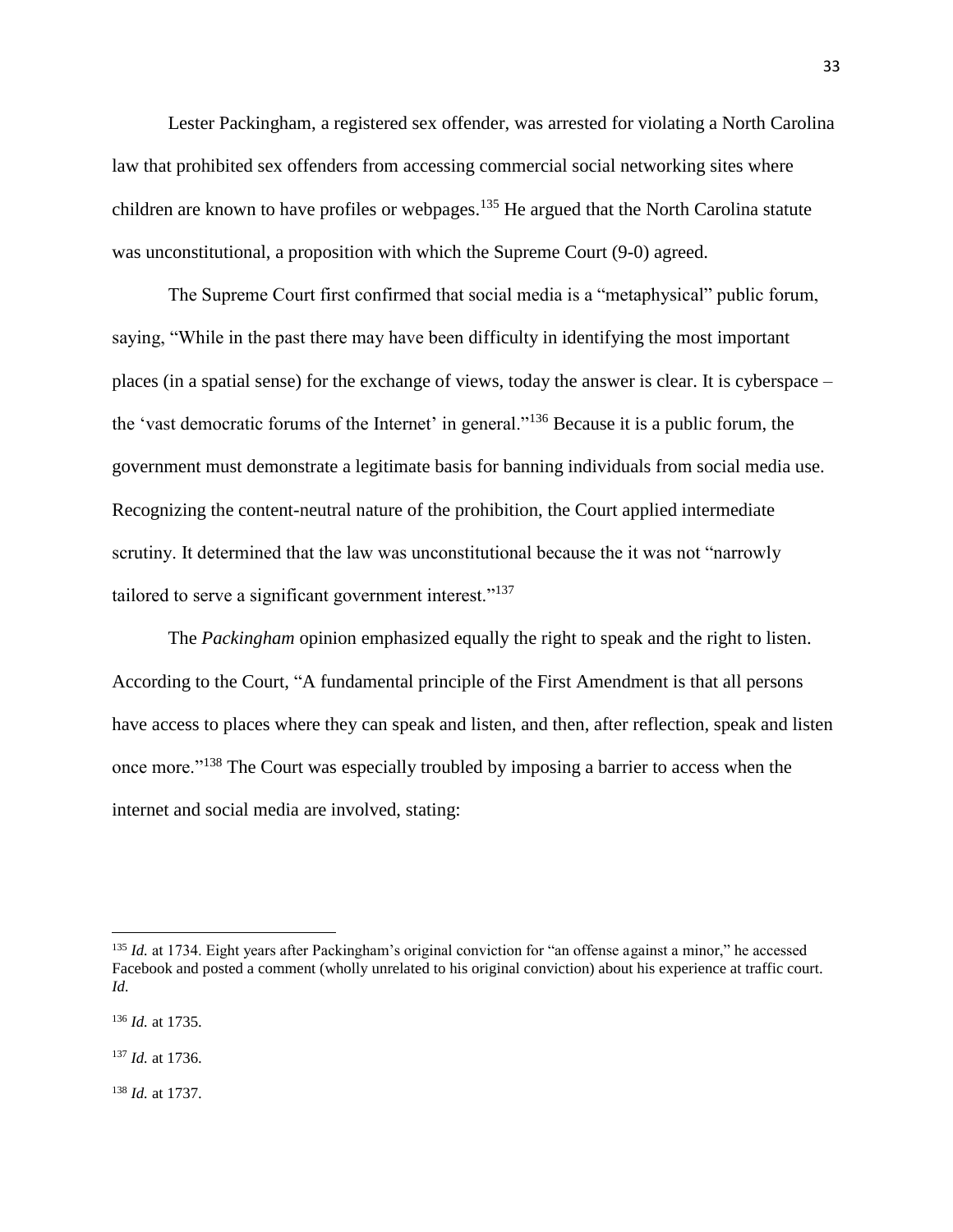Lester Packingham, a registered sex offender, was arrested for violating a North Carolina law that prohibited sex offenders from accessing commercial social networking sites where children are known to have profiles or webpages.[135] He argued that the North Carolina statute was unconstitutional, a proposition with which the Supreme Court (9-0) agreed.

The Supreme Court first confirmed that social media is a "metaphysical" public forum, saying, "While in the past there may have been difficulty in identifying the most important places (in a spatial sense) for the exchange of views, today the answer is clear. It is cyberspace – the 'vast democratic forums of the Internet' in general."[136] Because it is a public forum, the government must demonstrate a legitimate basis for banning individuals from social media use. Recognizing the content-neutral nature of the prohibition, the Court applied intermediate scrutiny. It determined that the law was unconstitutional because the it was not "narrowly tailored to serve a significant government interest."[137]

The *Packingham* opinion emphasized equally the right to speak and the right to listen. According to the Court, "A fundamental principle of the First Amendment is that all persons have access to places where they can speak and listen, and then, after reflection, speak and listen once more."[138] The Court was especially troubled by imposing a barrier to access when the internet and social media are involved, stating:

---

[135] *Id.* at 1734. Eight years after Packingham's original conviction for "an offense against a minor," he accessed Facebook and posted a comment (wholly unrelated to his original conviction) about his experience at traffic court. *Id.*

[136] *Id.* at 1735.

[137] *Id.* at 1736.

[138] *Id.* at 1737.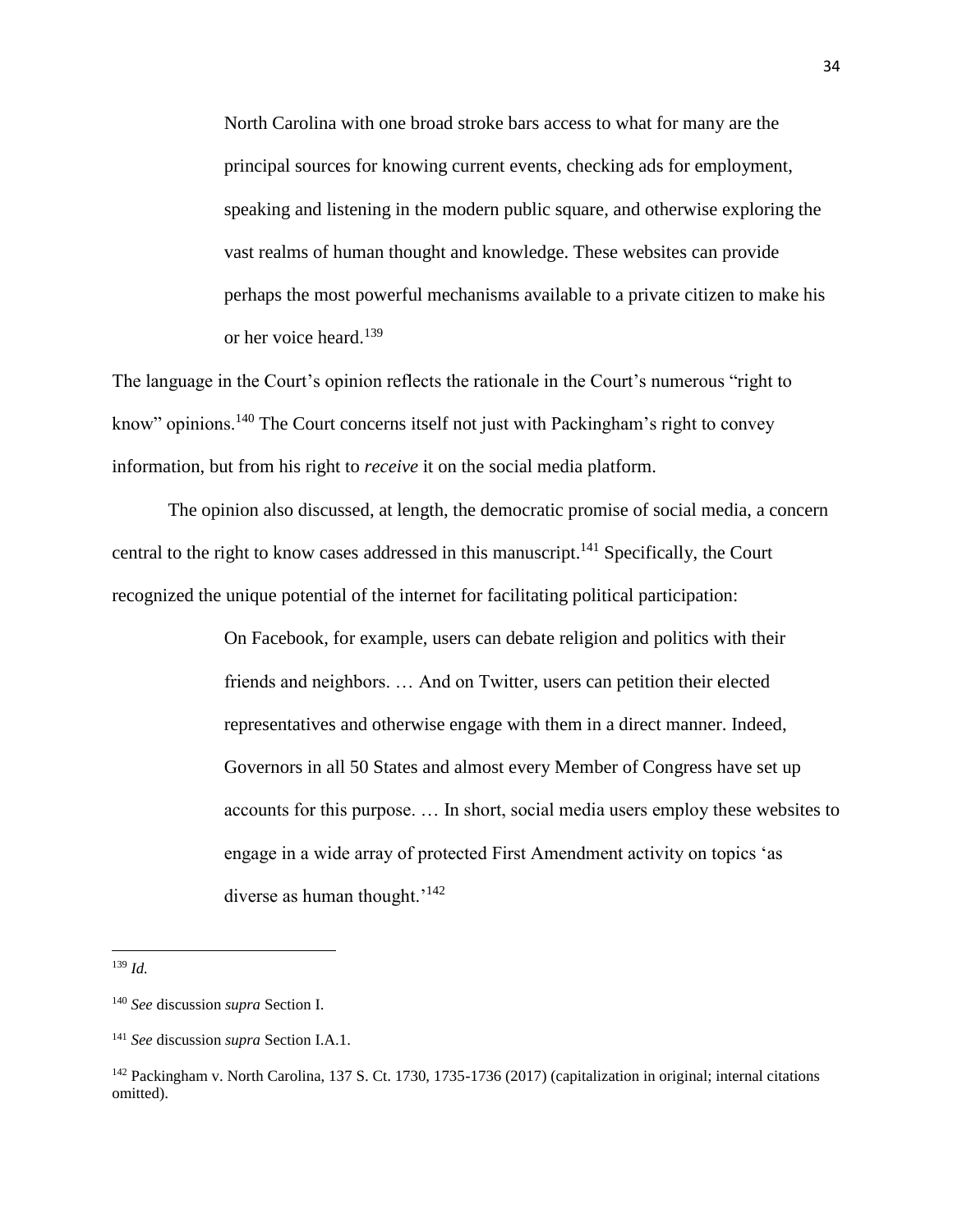> North Carolina with one broad stroke bars access to what for many are the principal sources for knowing current events, checking ads for employment, speaking and listening in the modern public square, and otherwise exploring the vast realms of human thought and knowledge. These websites can provide perhaps the most powerful mechanisms available to a private citizen to make his or her voice heard.[139]

The language in the Court's opinion reflects the rationale in the Court's numerous "right to know" opinions.[140] The Court concerns itself not just with Packingham's right to convey information, but from his right to *receive* it on the social media platform.

The opinion also discussed, at length, the democratic promise of social media, a concern central to the right to know cases addressed in this manuscript.[141] Specifically, the Court recognized the unique potential of the internet for facilitating political participation:

> On Facebook, for example, users can debate religion and politics with their friends and neighbors. … And on Twitter, users can petition their elected representatives and otherwise engage with them in a direct manner. Indeed, Governors in all 50 States and almost every Member of Congress have set up accounts for this purpose. … In short, social media users employ these websites to engage in a wide array of protected First Amendment activity on topics 'as diverse as human thought.'[142]

---

[139] *Id.*

[140] *See* discussion *supra* Section I.

[141] *See* discussion *supra* Section I.A.1.

[142] Packingham v. North Carolina, 137 S. Ct. 1730, 1735-1736 (2017) (capitalization in original; internal citations omitted).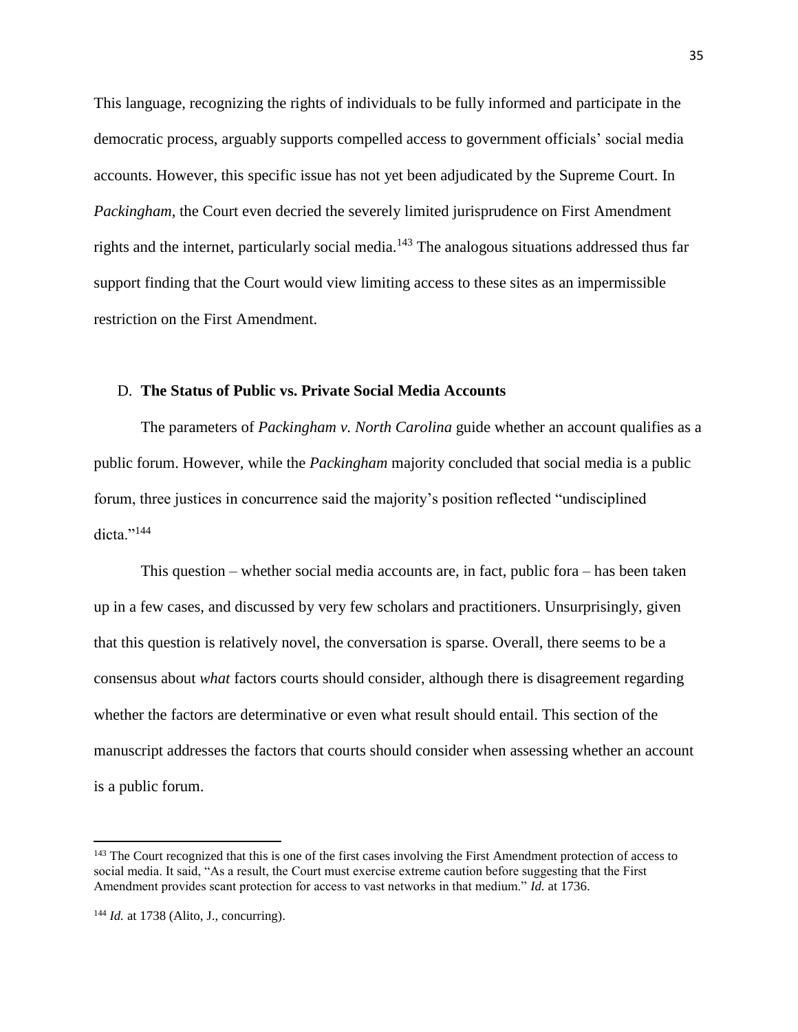This language, recognizing the rights of individuals to be fully informed and participate in the democratic process, arguably supports compelled access to government officials' social media accounts. However, this specific issue has not yet been adjudicated by the Supreme Court. In *Packingham*, the Court even decried the severely limited jurisprudence on First Amendment rights and the internet, particularly social media.[143] The analogous situations addressed thus far support finding that the Court would view limiting access to these sites as an impermissible restriction on the First Amendment.

### D. **The Status of Public vs. Private Social Media Accounts**

The parameters of *Packingham v. North Carolina* guide whether an account qualifies as a public forum. However, while the *Packingham* majority concluded that social media is a public forum, three justices in concurrence said the majority's position reflected "undisciplined dicta."[144]

This question – whether social media accounts are, in fact, public fora – has been taken up in a few cases, and discussed by very few scholars and practitioners. Unsurprisingly, given that this question is relatively novel, the conversation is sparse. Overall, there seems to be a consensus about *what* factors courts should consider, although there is disagreement regarding whether the factors are determinative or even what result should entail. This section of the manuscript addresses the factors that courts should consider when assessing whether an account is a public forum.

---

[143] The Court recognized that this is one of the first cases involving the First Amendment protection of access to social media. It said, "As a result, the Court must exercise extreme caution before suggesting that the First Amendment provides scant protection for access to vast networks in that medium." *Id.* at 1736.

[144] *Id.* at 1738 (Alito, J., concurring).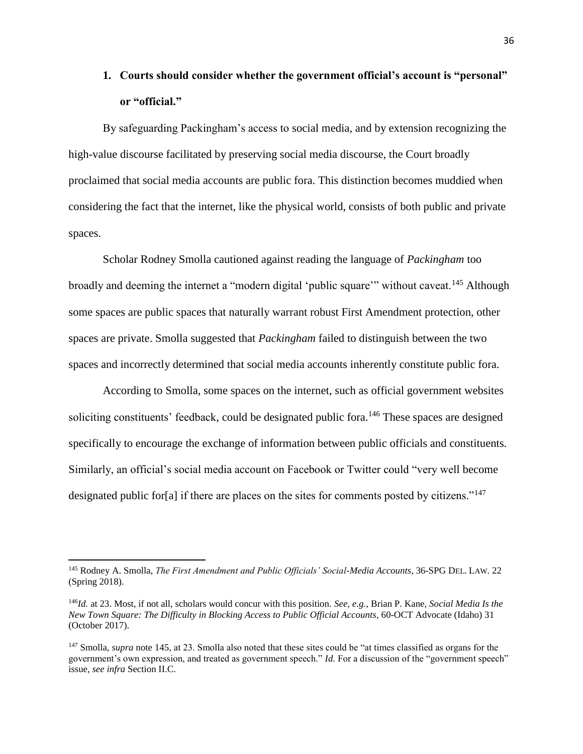### 1. Courts should consider whether the government official's account is "personal" or "official."

By safeguarding Packingham's access to social media, and by extension recognizing the high-value discourse facilitated by preserving social media discourse, the Court broadly proclaimed that social media accounts are public fora. This distinction becomes muddied when considering the fact that the internet, like the physical world, consists of both public and private spaces.

Scholar Rodney Smolla cautioned against reading the language of *Packingham* too broadly and deeming the internet a "modern digital 'public square'" without caveat.[145] Although some spaces are public spaces that naturally warrant robust First Amendment protection, other spaces are private. Smolla suggested that *Packingham* failed to distinguish between the two spaces and incorrectly determined that social media accounts inherently constitute public fora.

According to Smolla, some spaces on the internet, such as official government websites soliciting constituents' feedback, could be designated public fora.[146] These spaces are designed specifically to encourage the exchange of information between public officials and constituents. Similarly, an official's social media account on Facebook or Twitter could "very well become designated public for[a] if there are places on the sites for comments posted by citizens."[147]

---

[145] Rodney A. Smolla, *The First Amendment and Public Officials' Social-Media Accounts*, 36-SPG DEL. LAW. 22 (Spring 2018).

[146] *Id.* at 23. Most, if not all, scholars would concur with this position. *See, e.g.*, Brian P. Kane, *Social Media Is the New Town Square: The Difficulty in Blocking Access to Public Official Accounts*, 60-OCT Advocate (Idaho) 31 (October 2017).

[147] Smolla, *supra* note 145, at 23. Smolla also noted that these sites could be "at times classified as organs for the government's own expression, and treated as government speech." *Id.* For a discussion of the "government speech" issue, *see infra* Section II.C.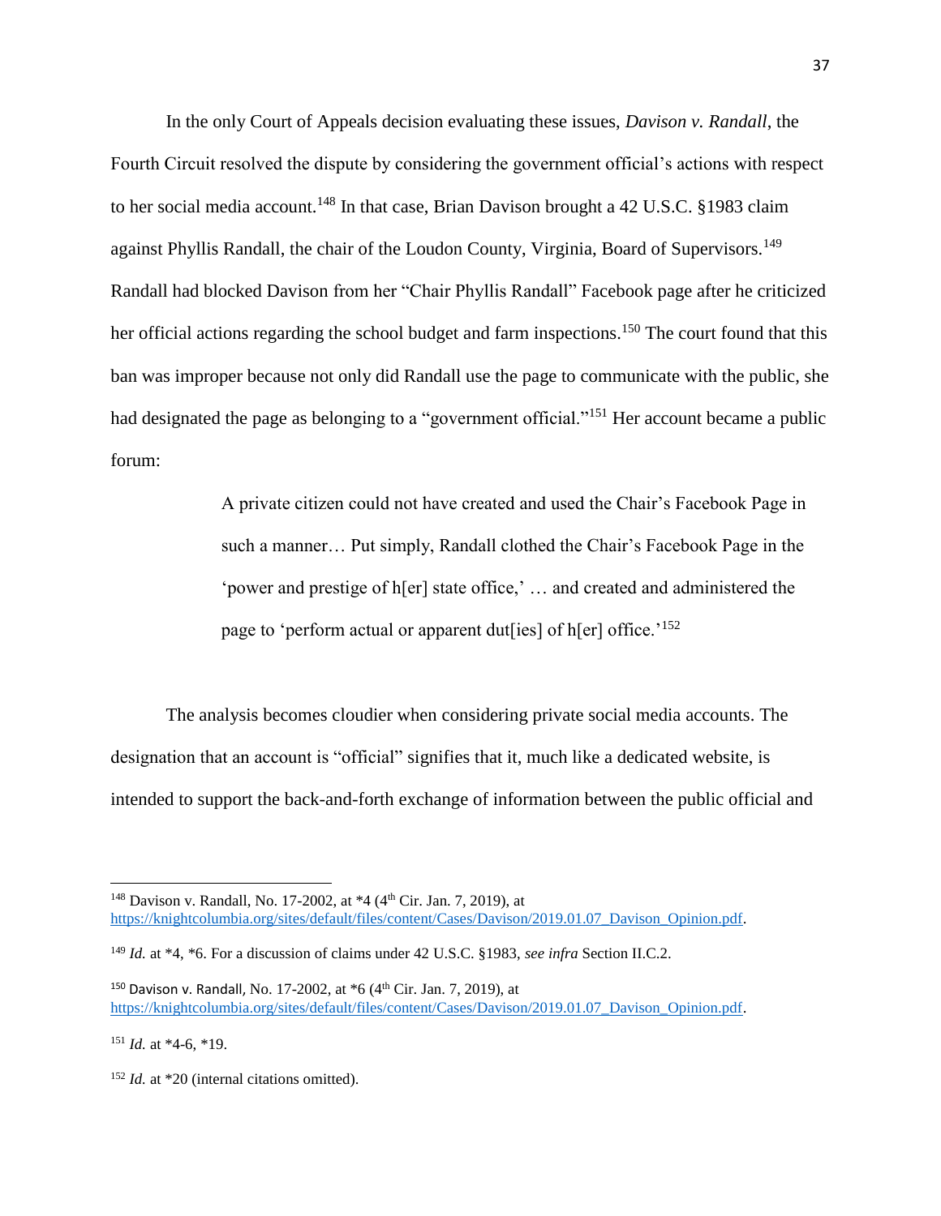In the only Court of Appeals decision evaluating these issues, *Davison v. Randall*, the Fourth Circuit resolved the dispute by considering the government official's actions with respect to her social media account.[148] In that case, Brian Davison brought a 42 U.S.C. §1983 claim against Phyllis Randall, the chair of the Loudon County, Virginia, Board of Supervisors.[149] Randall had blocked Davison from her "Chair Phyllis Randall" Facebook page after he criticized her official actions regarding the school budget and farm inspections.[150] The court found that this ban was improper because not only did Randall use the page to communicate with the public, she had designated the page as belonging to a "government official."[151] Her account became a public forum:

> A private citizen could not have created and used the Chair's Facebook Page in such a manner… Put simply, Randall clothed the Chair's Facebook Page in the 'power and prestige of h[er] state office,' … and created and administered the page to 'perform actual or apparent dut[ies] of h[er] office.'[152]

The analysis becomes cloudier when considering private social media accounts. The designation that an account is "official" signifies that it, much like a dedicated website, is intended to support the back-and-forth exchange of information between the public official and

---

[148] Davison v. Randall, No. 17-2002, at *4 (4th Cir. Jan. 7, 2019), at https://knightcolumbia.org/sites/default/files/content/Cases/Davison/2019.01.07_Davison_Opinion.pdf.

[149] *Id.* at *4, *6. For a discussion of claims under 42 U.S.C. §1983, *see infra* Section II.C.2.

[150] Davison v. Randall, No. 17-2002, at *6 (4th Cir. Jan. 7, 2019), at https://knightcolumbia.org/sites/default/files/content/Cases/Davison/2019.01.07_Davison_Opinion.pdf.

[151] *Id.* at *4-6, *19.

[152] *Id.* at *20 (internal citations omitted).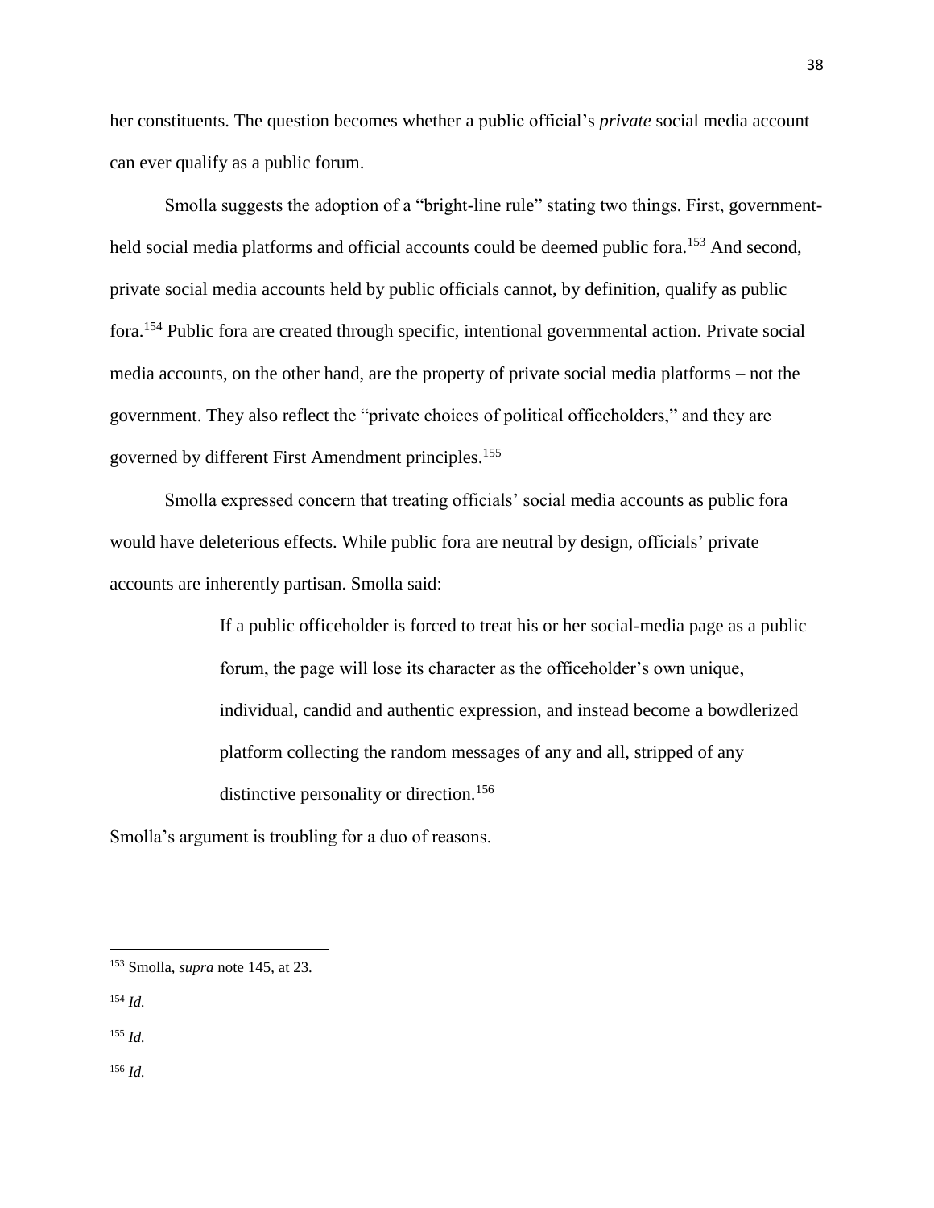her constituents. The question becomes whether a public official's *private* social media account can ever qualify as a public forum.

Smolla suggests the adoption of a "bright-line rule" stating two things. First, government-held social media platforms and official accounts could be deemed public fora.[153] And second, private social media accounts held by public officials cannot, by definition, qualify as public fora.[154] Public fora are created through specific, intentional governmental action. Private social media accounts, on the other hand, are the property of private social media platforms – not the government. They also reflect the "private choices of political officeholders," and they are governed by different First Amendment principles.[155]

Smolla expressed concern that treating officials' social media accounts as public fora would have deleterious effects. While public fora are neutral by design, officials' private accounts are inherently partisan. Smolla said:

> If a public officeholder is forced to treat his or her social-media page as a public forum, the page will lose its character as the officeholder's own unique, individual, candid and authentic expression, and instead become a bowdlerized platform collecting the random messages of any and all, stripped of any distinctive personality or direction.[156]

Smolla's argument is troubling for a duo of reasons.

---

[153] Smolla, *supra* note 145, at 23.

[154] *Id.*

[155] *Id.*

[156] *Id.*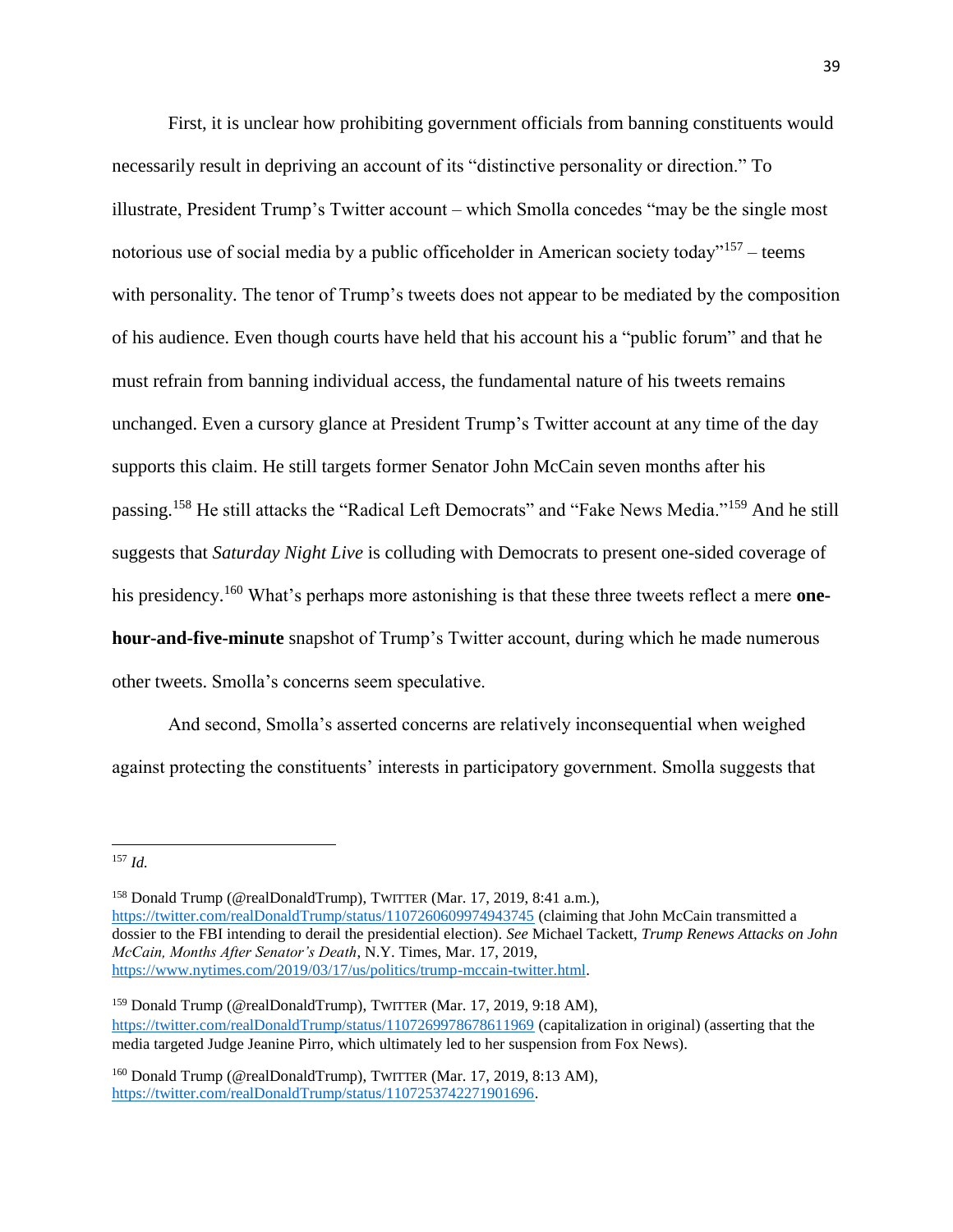First, it is unclear how prohibiting government officials from banning constituents would necessarily result in depriving an account of its "distinctive personality or direction." To illustrate, President Trump's Twitter account – which Smolla concedes "may be the single most notorious use of social media by a public officeholder in American society today"[157] – teems with personality. The tenor of Trump's tweets does not appear to be mediated by the composition of his audience. Even though courts have held that his account his a "public forum" and that he must refrain from banning individual access, the fundamental nature of his tweets remains unchanged. Even a cursory glance at President Trump's Twitter account at any time of the day supports this claim. He still targets former Senator John McCain seven months after his passing.[158] He still attacks the "Radical Left Democrats" and "Fake News Media."[159] And he still suggests that *Saturday Night Live* is colluding with Democrats to present one-sided coverage of his presidency.[160] What's perhaps more astonishing is that these three tweets reflect a mere **one-hour-and-five-minute** snapshot of Trump's Twitter account, during which he made numerous other tweets. Smolla's concerns seem speculative.

And second, Smolla's asserted concerns are relatively inconsequential when weighed against protecting the constituents' interests in participatory government. Smolla suggests that

---

[157] *Id.*

[158] Donald Trump (@realDonaldTrump), TWITTER (Mar. 17, 2019, 8:41 a.m.), https://twitter.com/realDonaldTrump/status/1107260609974943745 (claiming that John McCain transmitted a dossier to the FBI intending to derail the presidential election). *See* Michael Tackett, *Trump Renews Attacks on John McCain, Months After Senator's Death*, N.Y. Times, Mar. 17, 2019, https://www.nytimes.com/2019/03/17/us/politics/trump-mccain-twitter.html.

[159] Donald Trump (@realDonaldTrump), TWITTER (Mar. 17, 2019, 9:18 AM), https://twitter.com/realDonaldTrump/status/1107269978678611969 (capitalization in original) (asserting that the media targeted Judge Jeanine Pirro, which ultimately led to her suspension from Fox News).

[160] Donald Trump (@realDonaldTrump), TWITTER (Mar. 17, 2019, 8:13 AM), https://twitter.com/realDonaldTrump/status/1107253742271901696.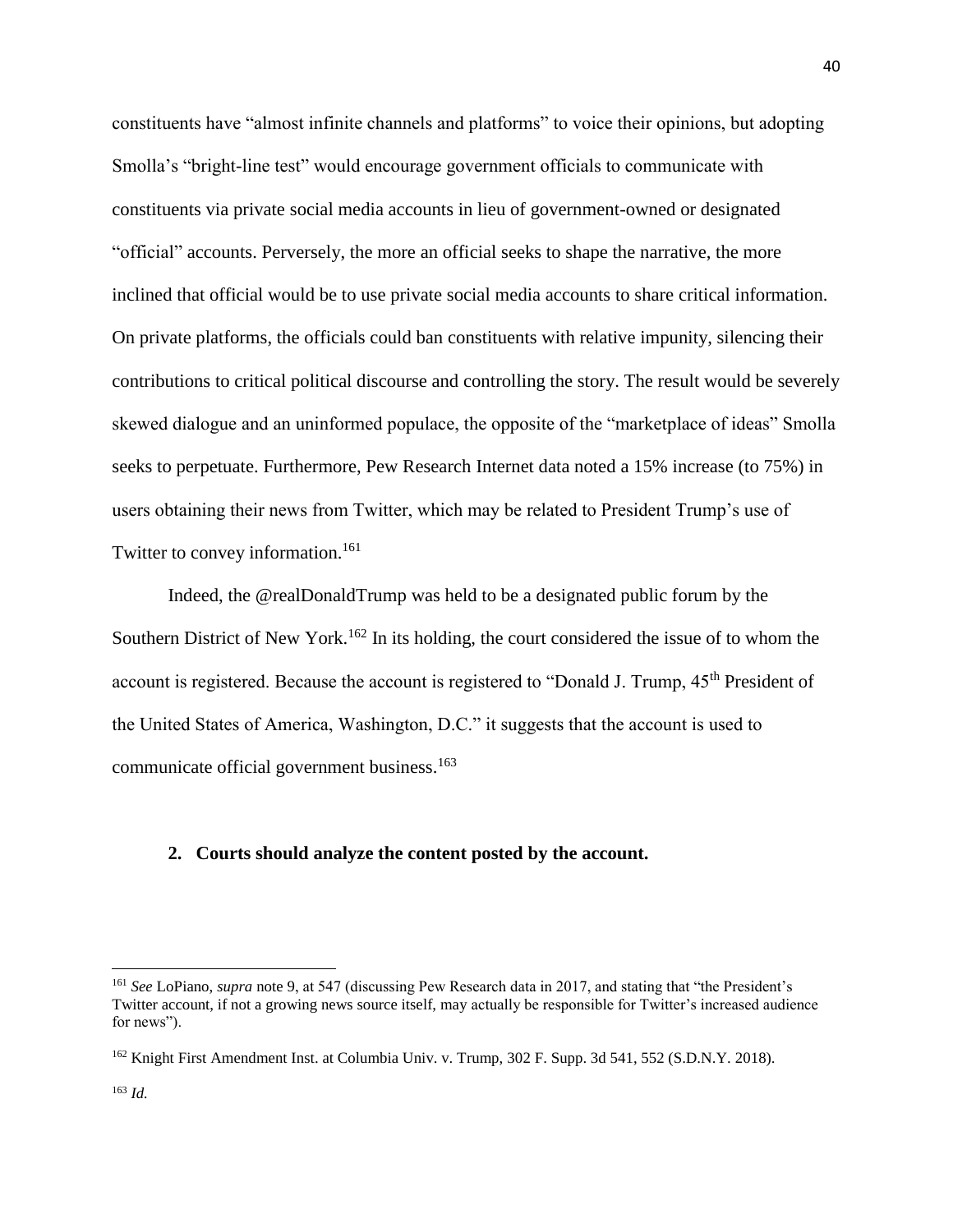constituents have "almost infinite channels and platforms" to voice their opinions, but adopting Smolla's "bright-line test" would encourage government officials to communicate with constituents via private social media accounts in lieu of government-owned or designated "official" accounts. Perversely, the more an official seeks to shape the narrative, the more inclined that official would be to use private social media accounts to share critical information. On private platforms, the officials could ban constituents with relative impunity, silencing their contributions to critical political discourse and controlling the story. The result would be severely skewed dialogue and an uninformed populace, the opposite of the "marketplace of ideas" Smolla seeks to perpetuate. Furthermore, Pew Research Internet data noted a 15% increase (to 75%) in users obtaining their news from Twitter, which may be related to President Trump's use of Twitter to convey information.[161]

Indeed, the @realDonaldTrump was held to be a designated public forum by the Southern District of New York.[162] In its holding, the court considered the issue of to whom the account is registered. Because the account is registered to "Donald J. Trump, 45th President of the United States of America, Washington, D.C." it suggests that the account is used to communicate official government business.[163]

**2. Courts should analyze the content posted by the account.**

---

[161] *See* LoPiano, *supra* note 9, at 547 (discussing Pew Research data in 2017, and stating that "the President's Twitter account, if not a growing news source itself, may actually be responsible for Twitter's increased audience for news").

[162] Knight First Amendment Inst. at Columbia Univ. v. Trump, 302 F. Supp. 3d 541, 552 (S.D.N.Y. 2018).

[163] *Id.*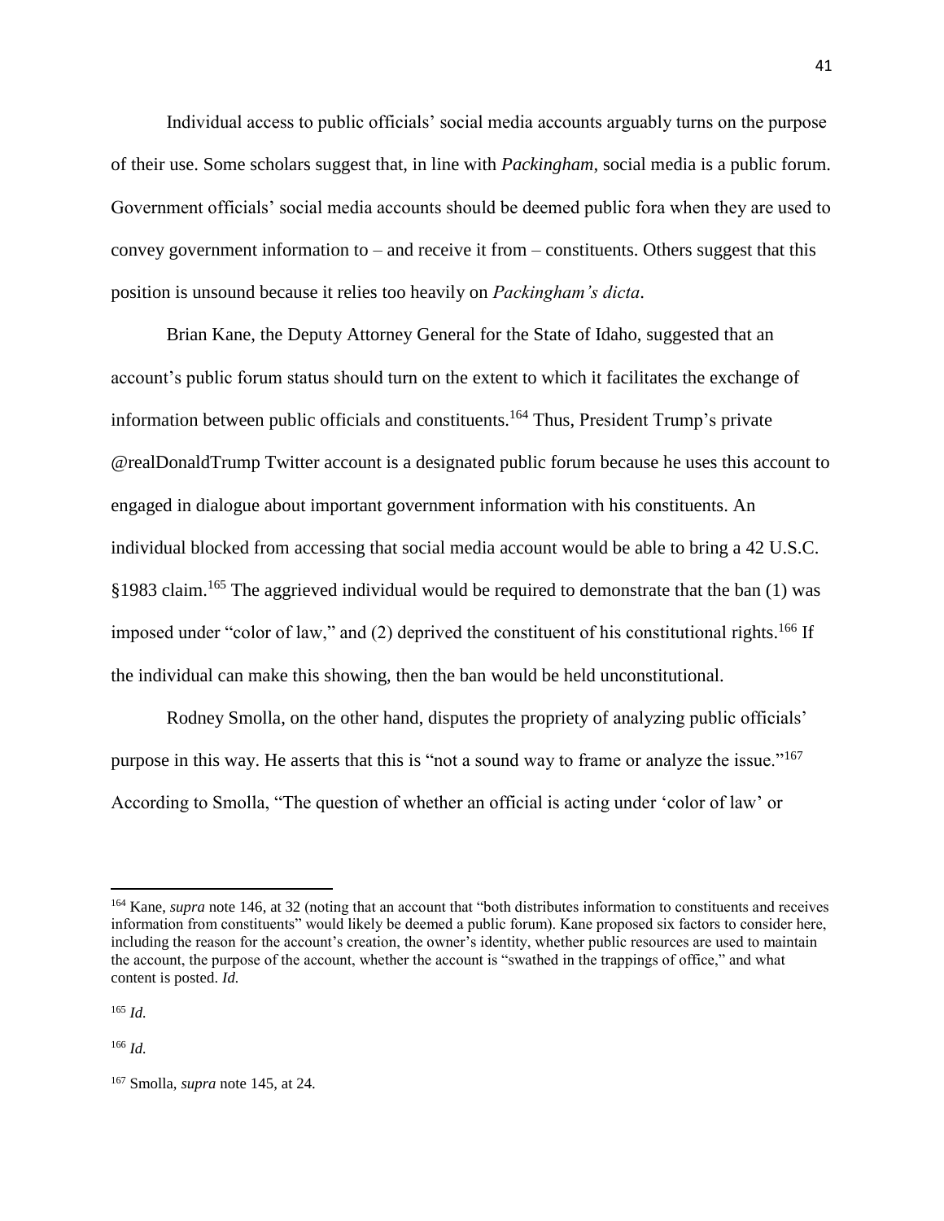Individual access to public officials' social media accounts arguably turns on the purpose of their use. Some scholars suggest that, in line with *Packingham*, social media is a public forum. Government officials' social media accounts should be deemed public fora when they are used to convey government information to – and receive it from – constituents. Others suggest that this position is unsound because it relies too heavily on *Packingham's dicta*.

Brian Kane, the Deputy Attorney General for the State of Idaho, suggested that an account's public forum status should turn on the extent to which it facilitates the exchange of information between public officials and constituents.[164] Thus, President Trump's private @realDonaldTrump Twitter account is a designated public forum because he uses this account to engaged in dialogue about important government information with his constituents. An individual blocked from accessing that social media account would be able to bring a 42 U.S.C. §1983 claim.[165] The aggrieved individual would be required to demonstrate that the ban (1) was imposed under "color of law," and (2) deprived the constituent of his constitutional rights.[166] If the individual can make this showing, then the ban would be held unconstitutional.

Rodney Smolla, on the other hand, disputes the propriety of analyzing public officials' purpose in this way. He asserts that this is "not a sound way to frame or analyze the issue."[167] According to Smolla, "The question of whether an official is acting under 'color of law' or

---

[164] Kane, *supra* note 146, at 32 (noting that an account that "both distributes information to constituents and receives information from constituents" would likely be deemed a public forum). Kane proposed six factors to consider here, including the reason for the account's creation, the owner's identity, whether public resources are used to maintain the account, the purpose of the account, whether the account is "swathed in the trappings of office," and what content is posted. *Id.*

[165] *Id.*

[166] *Id.*

[167] Smolla, *supra* note 145, at 24.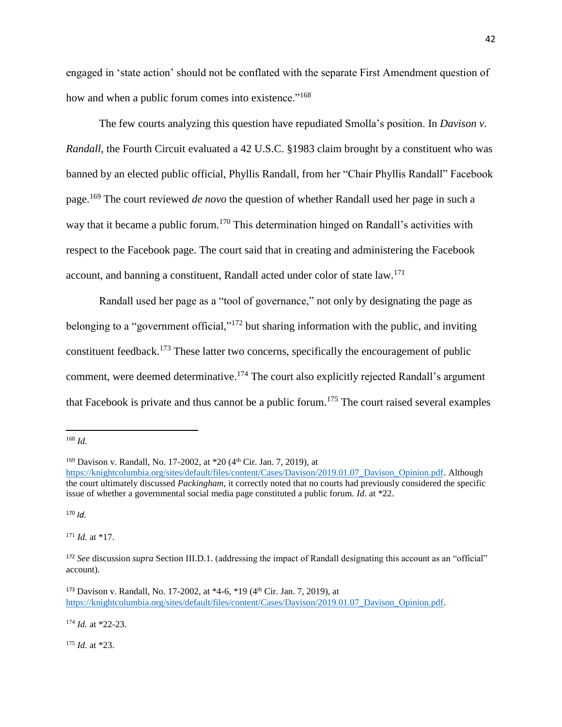engaged in 'state action' should not be conflated with the separate First Amendment question of how and when a public forum comes into existence."[168]

The few courts analyzing this question have repudiated Smolla's position. In *Davison v. Randall*, the Fourth Circuit evaluated a 42 U.S.C. §1983 claim brought by a constituent who was banned by an elected public official, Phyllis Randall, from her "Chair Phyllis Randall" Facebook page.[169] The court reviewed *de novo* the question of whether Randall used her page in such a way that it became a public forum.[170] This determination hinged on Randall's activities with respect to the Facebook page. The court said that in creating and administering the Facebook account, and banning a constituent, Randall acted under color of state law.[171]

Randall used her page as a "tool of governance," not only by designating the page as belonging to a "government official,"[172] but sharing information with the public, and inviting constituent feedback.[173] These latter two concerns, specifically the encouragement of public comment, were deemed determinative.[174] The court also explicitly rejected Randall's argument that Facebook is private and thus cannot be a public forum.[175] The court raised several examples

---

[168] *Id.*

[169] Davison v. Randall, No. 17-2002, at *20 (4th Cir. Jan. 7, 2019), at https://knightcolumbia.org/sites/default/files/content/Cases/Davison/2019.01.07_Davison_Opinion.pdf. Although the court ultimately discussed *Packingham*, it correctly noted that no courts had previously considered the specific issue of whether a governmental social media page constituted a public forum. *Id.* at *22.

[170] *Id.*

[171] *Id.* at *17.

[172] *See* discussion *supra* Section III.D.1. (addressing the impact of Randall designating this account as an "official" account).

[173] Davison v. Randall, No. 17-2002, at *4-6, *19 (4th Cir. Jan. 7, 2019), at https://knightcolumbia.org/sites/default/files/content/Cases/Davison/2019.01.07_Davison_Opinion.pdf.

[174] *Id.* at *22-23.

[175] *Id.* at *23.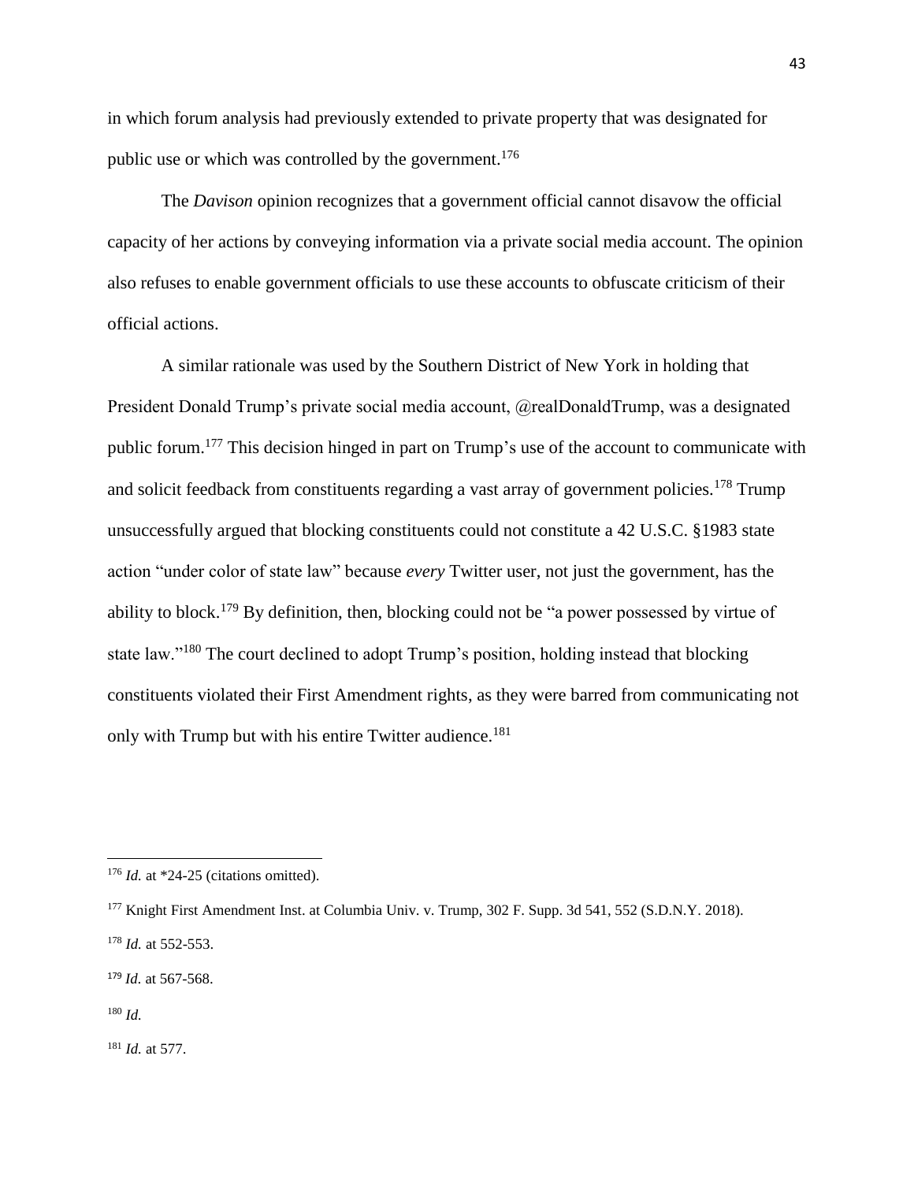in which forum analysis had previously extended to private property that was designated for public use or which was controlled by the government.[176]

The *Davison* opinion recognizes that a government official cannot disavow the official capacity of her actions by conveying information via a private social media account. The opinion also refuses to enable government officials to use these accounts to obfuscate criticism of their official actions.

A similar rationale was used by the Southern District of New York in holding that President Donald Trump's private social media account, @realDonaldTrump, was a designated public forum.[177] This decision hinged in part on Trump's use of the account to communicate with and solicit feedback from constituents regarding a vast array of government policies.[178] Trump unsuccessfully argued that blocking constituents could not constitute a 42 U.S.C. §1983 state action "under color of state law" because *every* Twitter user, not just the government, has the ability to block.[179] By definition, then, blocking could not be "a power possessed by virtue of state law."[180] The court declined to adopt Trump's position, holding instead that blocking constituents violated their First Amendment rights, as they were barred from communicating not only with Trump but with his entire Twitter audience.[181]

---

[176] *Id.* at *24-25 (citations omitted).

[177] Knight First Amendment Inst. at Columbia Univ. v. Trump, 302 F. Supp. 3d 541, 552 (S.D.N.Y. 2018).

[178] *Id.* at 552-553.

[179] *Id.* at 567-568.

[180] *Id.*

[181] *Id.* at 577.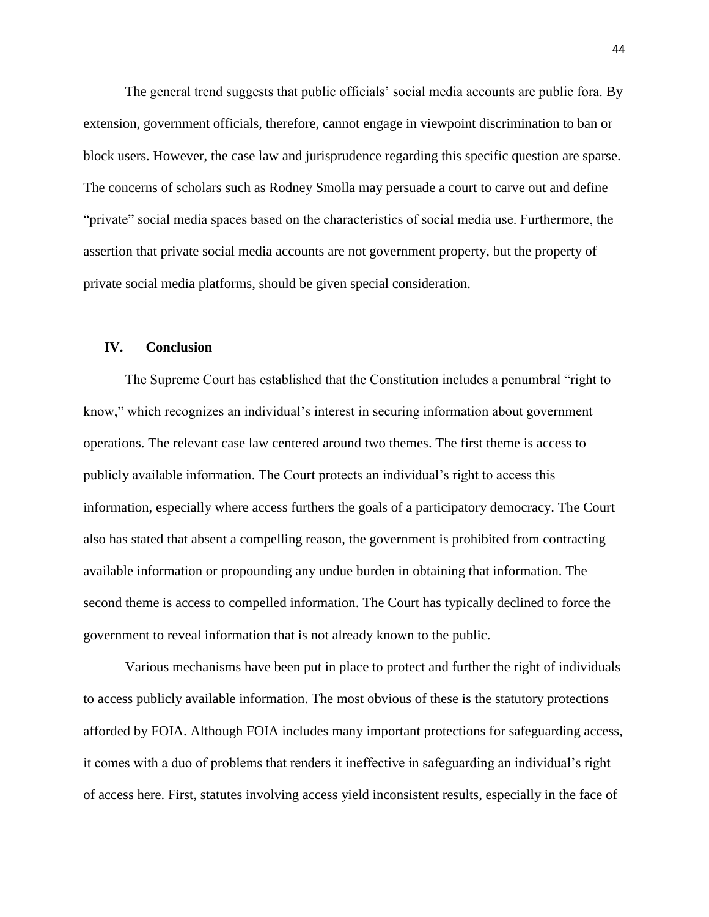The general trend suggests that public officials' social media accounts are public fora. By extension, government officials, therefore, cannot engage in viewpoint discrimination to ban or block users. However, the case law and jurisprudence regarding this specific question are sparse. The concerns of scholars such as Rodney Smolla may persuade a court to carve out and define "private" social media spaces based on the characteristics of social media use. Furthermore, the assertion that private social media accounts are not government property, but the property of private social media platforms, should be given special consideration.

## IV. Conclusion

The Supreme Court has established that the Constitution includes a penumbral "right to know," which recognizes an individual's interest in securing information about government operations. The relevant case law centered around two themes. The first theme is access to publicly available information. The Court protects an individual's right to access this information, especially where access furthers the goals of a participatory democracy. The Court also has stated that absent a compelling reason, the government is prohibited from contracting available information or propounding any undue burden in obtaining that information. The second theme is access to compelled information. The Court has typically declined to force the government to reveal information that is not already known to the public.

Various mechanisms have been put in place to protect and further the right of individuals to access publicly available information. The most obvious of these is the statutory protections afforded by FOIA. Although FOIA includes many important protections for safeguarding access, it comes with a duo of problems that renders it ineffective in safeguarding an individual's right of access here. First, statutes involving access yield inconsistent results, especially in the face of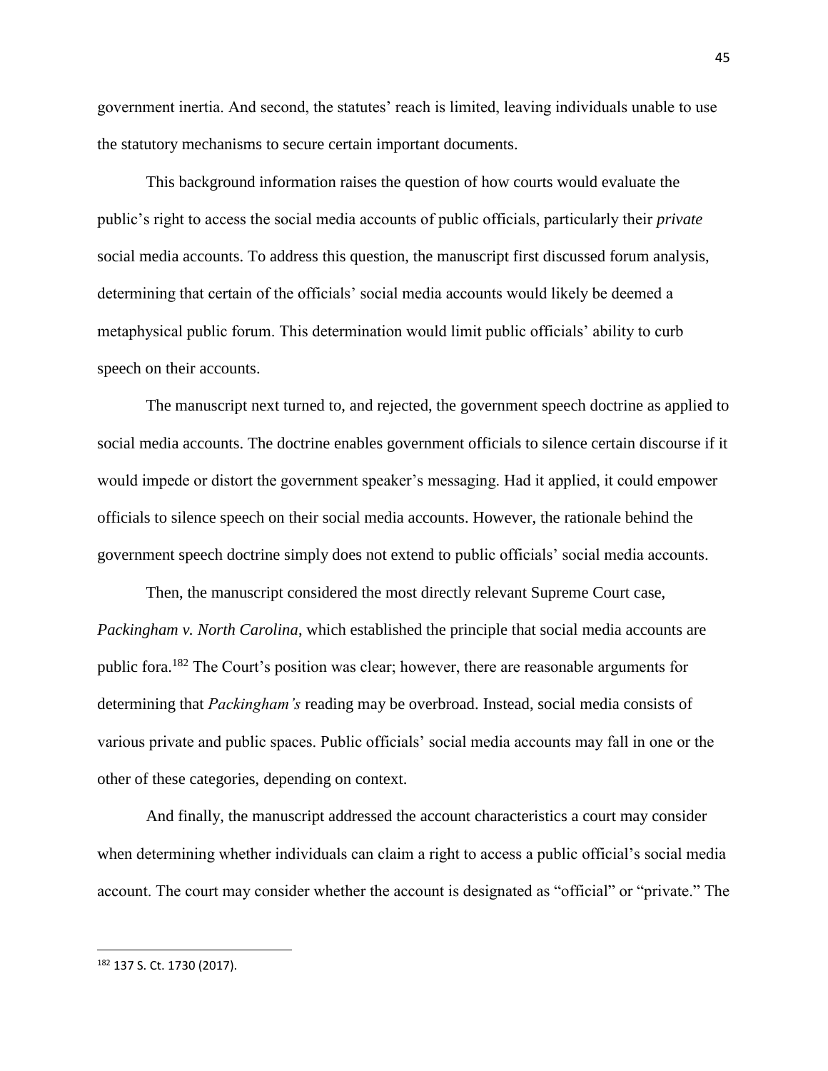government inertia. And second, the statutes' reach is limited, leaving individuals unable to use the statutory mechanisms to secure certain important documents.

This background information raises the question of how courts would evaluate the public's right to access the social media accounts of public officials, particularly their *private* social media accounts. To address this question, the manuscript first discussed forum analysis, determining that certain of the officials' social media accounts would likely be deemed a metaphysical public forum. This determination would limit public officials' ability to curb speech on their accounts.

The manuscript next turned to, and rejected, the government speech doctrine as applied to social media accounts. The doctrine enables government officials to silence certain discourse if it would impede or distort the government speaker's messaging. Had it applied, it could empower officials to silence speech on their social media accounts. However, the rationale behind the government speech doctrine simply does not extend to public officials' social media accounts.

Then, the manuscript considered the most directly relevant Supreme Court case, *Packingham v. North Carolina*, which established the principle that social media accounts are public fora.[182] The Court's position was clear; however, there are reasonable arguments for determining that *Packingham's* reading may be overbroad. Instead, social media consists of various private and public spaces. Public officials' social media accounts may fall in one or the other of these categories, depending on context.

And finally, the manuscript addressed the account characteristics a court may consider when determining whether individuals can claim a right to access a public official's social media account. The court may consider whether the account is designated as "official" or "private." The

---

[182] 137 S. Ct. 1730 (2017).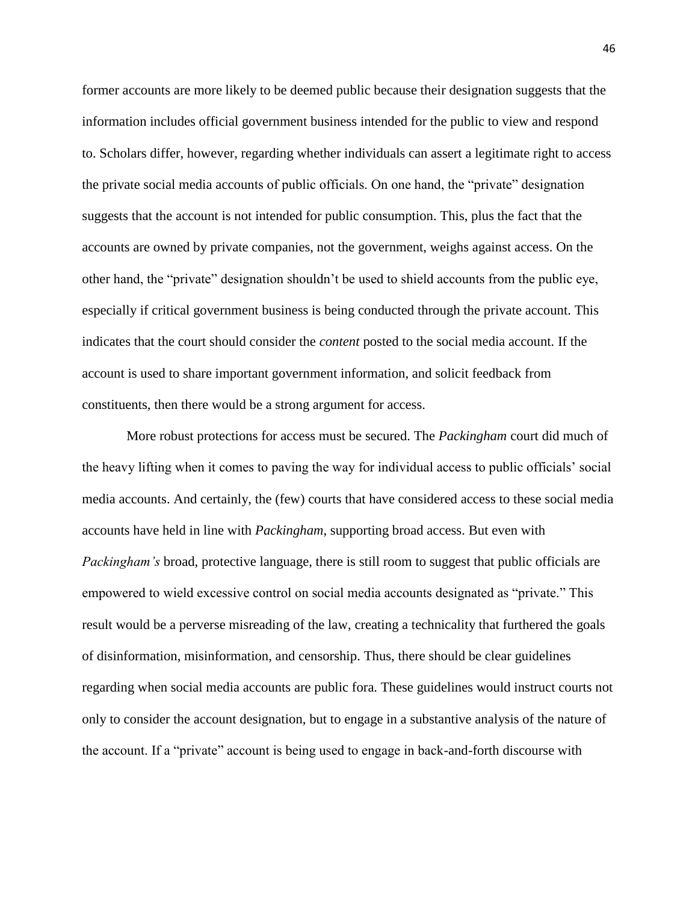former accounts are more likely to be deemed public because their designation suggests that the information includes official government business intended for the public to view and respond to. Scholars differ, however, regarding whether individuals can assert a legitimate right to access the private social media accounts of public officials. On one hand, the "private" designation suggests that the account is not intended for public consumption. This, plus the fact that the accounts are owned by private companies, not the government, weighs against access. On the other hand, the "private" designation shouldn't be used to shield accounts from the public eye, especially if critical government business is being conducted through the private account. This indicates that the court should consider the *content* posted to the social media account. If the account is used to share important government information, and solicit feedback from constituents, then there would be a strong argument for access.

More robust protections for access must be secured. The *Packingham* court did much of the heavy lifting when it comes to paving the way for individual access to public officials' social media accounts. And certainly, the (few) courts that have considered access to these social media accounts have held in line with *Packingham*, supporting broad access. But even with *Packingham's* broad, protective language, there is still room to suggest that public officials are empowered to wield excessive control on social media accounts designated as "private." This result would be a perverse misreading of the law, creating a technicality that furthered the goals of disinformation, misinformation, and censorship. Thus, there should be clear guidelines regarding when social media accounts are public fora. These guidelines would instruct courts not only to consider the account designation, but to engage in a substantive analysis of the nature of the account. If a "private" account is being used to engage in back-and-forth discourse with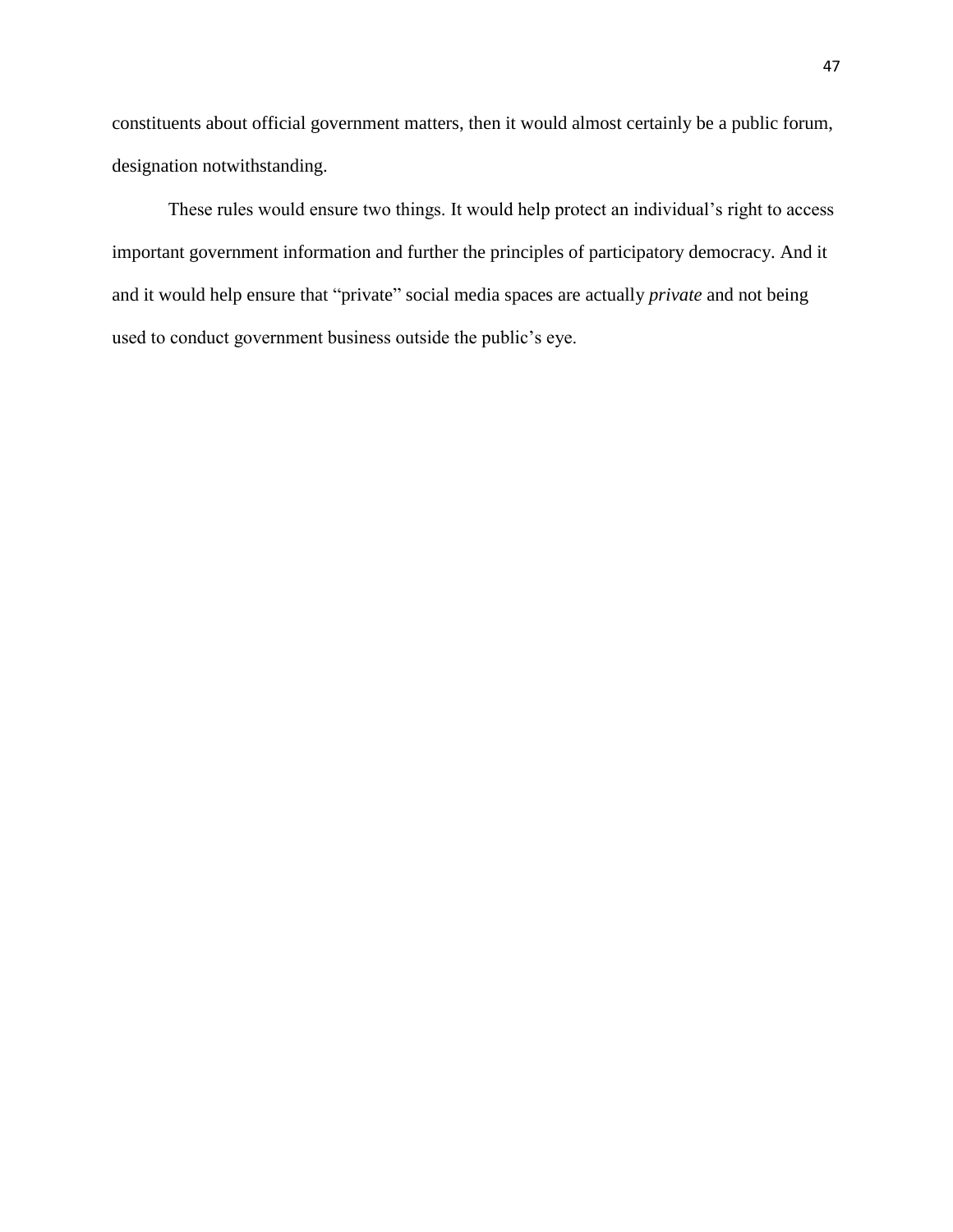constituents about official government matters, then it would almost certainly be a public forum, designation notwithstanding.

These rules would ensure two things. It would help protect an individual's right to access important government information and further the principles of participatory democracy. And it and it would help ensure that "private" social media spaces are actually *private* and not being used to conduct government business outside the public's eye.